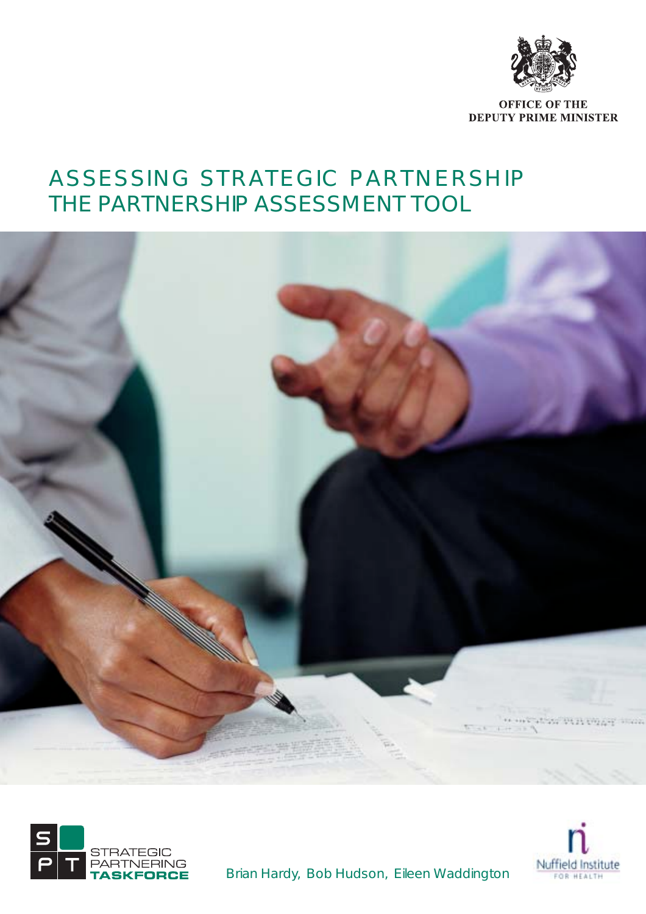OFFICE OF THE
DEPUTY PRIME MINISTER

# ASSESSING STRATEGIC PARTNERSHIP
# THE PARTNERSHIP ASSESSMENT TOOL

STRATEGIC PARTNERING TASKFORCE

Brian Hardy, Bob Hudson, Eileen Waddington

Nuffield Institute FOR HEALTH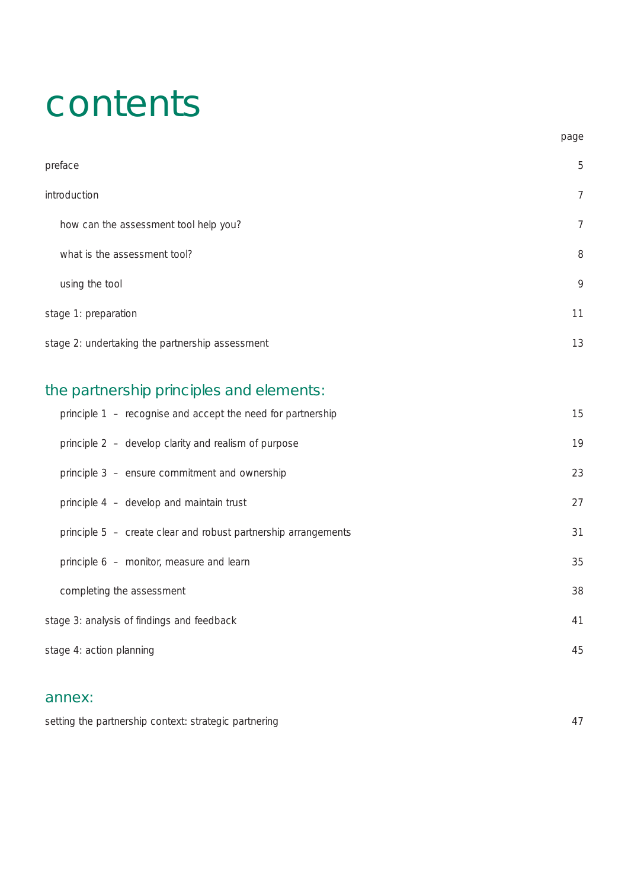# contents

| | page |
|---|---|
| preface | 5 |
| introduction | 7 |
| how can the assessment tool help you? | 7 |
| what is the assessment tool? | 8 |
| using the tool | 9 |
| stage 1: preparation | 11 |
| stage 2: undertaking the partnership assessment | 13 |

## the partnership principles and elements:

| | |
|---|---|
| principle 1 – recognise and accept the need for partnership | 15 |
| principle 2 – develop clarity and realism of purpose | 19 |
| principle 3 – ensure commitment and ownership | 23 |
| principle 4 – develop and maintain trust | 27 |
| principle 5 – create clear and robust partnership arrangements | 31 |
| principle 6 – monitor, measure and learn | 35 |
| completing the assessment | 38 |
| stage 3: analysis of findings and feedback | 41 |
| stage 4: action planning | 45 |

## annex:

| | |
|---|---|
| setting the partnership context: strategic partnering | 47 |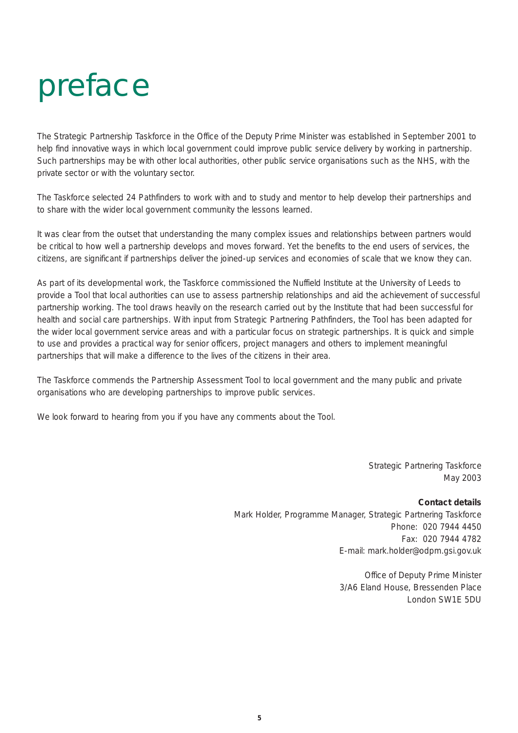# preface

The Strategic Partnership Taskforce in the Office of the Deputy Prime Minister was established in September 2001 to help find innovative ways in which local government could improve public service delivery by working in partnership. Such partnerships may be with other local authorities, other public service organisations such as the NHS, with the private sector or with the voluntary sector.

The Taskforce selected 24 Pathfinders to work with and to study and mentor to help develop their partnerships and to share with the wider local government community the lessons learned.

It was clear from the outset that understanding the many complex issues and relationships between partners would be critical to how well a partnership develops and moves forward. Yet the benefits to the end users of services, the citizens, are significant if partnerships deliver the joined-up services and economies of scale that we know they can.

As part of its developmental work, the Taskforce commissioned the Nuffield Institute at the University of Leeds to provide a Tool that local authorities can use to assess partnership relationships and aid the achievement of successful partnership working. The tool draws heavily on the research carried out by the Institute that had been successful for health and social care partnerships. With input from Strategic Partnering Pathfinders, the Tool has been adapted for the wider local government service areas and with a particular focus on strategic partnerships. It is quick and simple to use and provides a practical way for senior officers, project managers and others to implement meaningful partnerships that will make a difference to the lives of the citizens in their area.

The Taskforce commends the Partnership Assessment Tool to local government and the many public and private organisations who are developing partnerships to improve public services.

We look forward to hearing from you if you have any comments about the Tool.

Strategic Partnering Taskforce
May 2003

**Contact details**
Mark Holder, Programme Manager, Strategic Partnering Taskforce
Phone: 020 7944 4450
Fax: 020 7944 4782
E-mail: mark.holder@odpm.gsi.gov.uk

Office of Deputy Prime Minister
3/A6 Eland House, Bressenden Place
London SW1E 5DU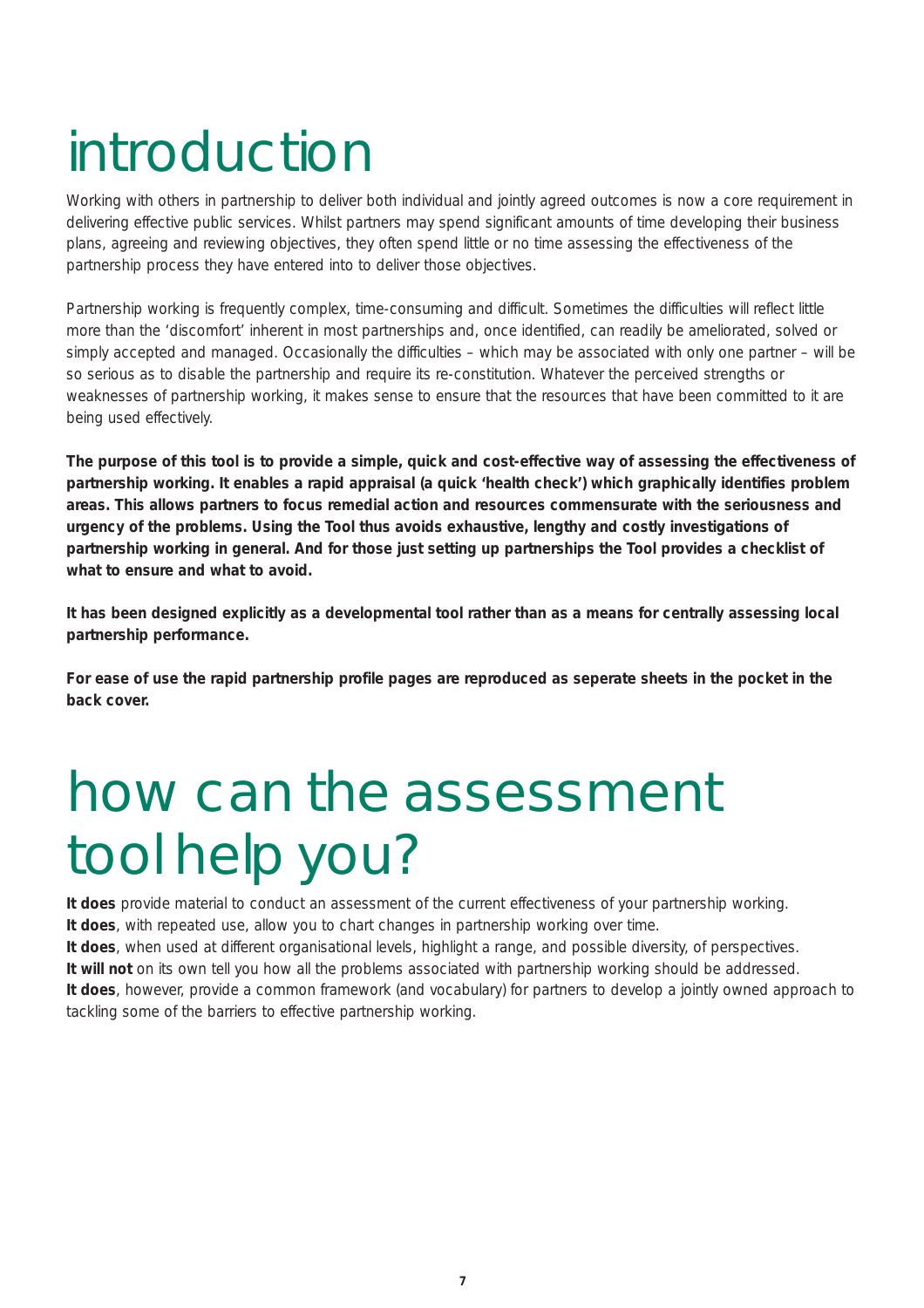# introduction

Working with others in partnership to deliver both individual and jointly agreed outcomes is now a core requirement in delivering effective public services. Whilst partners may spend significant amounts of time developing their business plans, agreeing and reviewing objectives, they often spend little or no time assessing the effectiveness of the partnership process they have entered into to deliver those objectives.

Partnership working is frequently complex, time-consuming and difficult. Sometimes the difficulties will reflect little more than the 'discomfort' inherent in most partnerships and, once identified, can readily be ameliorated, solved or simply accepted and managed. Occasionally the difficulties – which may be associated with only one partner – will be so serious as to disable the partnership and require its re-constitution. Whatever the perceived strengths or weaknesses of partnership working, it makes sense to ensure that the resources that have been committed to it are being used effectively.

**The purpose of this tool is to provide a simple, quick and cost-effective way of assessing the effectiveness of partnership working. It enables a rapid appraisal (a quick 'health check') which graphically identifies problem areas. This allows partners to focus remedial action and resources commensurate with the seriousness and urgency of the problems. Using the Tool thus avoids exhaustive, lengthy and costly investigations of partnership working in general. And for those just setting up partnerships the Tool provides a checklist of what to ensure and what to avoid.**

**It has been designed explicitly as a developmental tool rather than as a means for centrally assessing local partnership performance.**

**For ease of use the rapid partnership profile pages are reproduced as seperate sheets in the pocket in the back cover.**

# how can the assessment tool help you?

**It does** provide material to conduct an assessment of the current effectiveness of your partnership working.
**It does**, with repeated use, allow you to chart changes in partnership working over time.
**It does**, when used at different organisational levels, highlight a range, and possible diversity, of perspectives.
**It will not** on its own tell you how all the problems associated with partnership working should be addressed.
**It does**, however, provide a common framework (and vocabulary) for partners to develop a jointly owned approach to tackling some of the barriers to effective partnership working.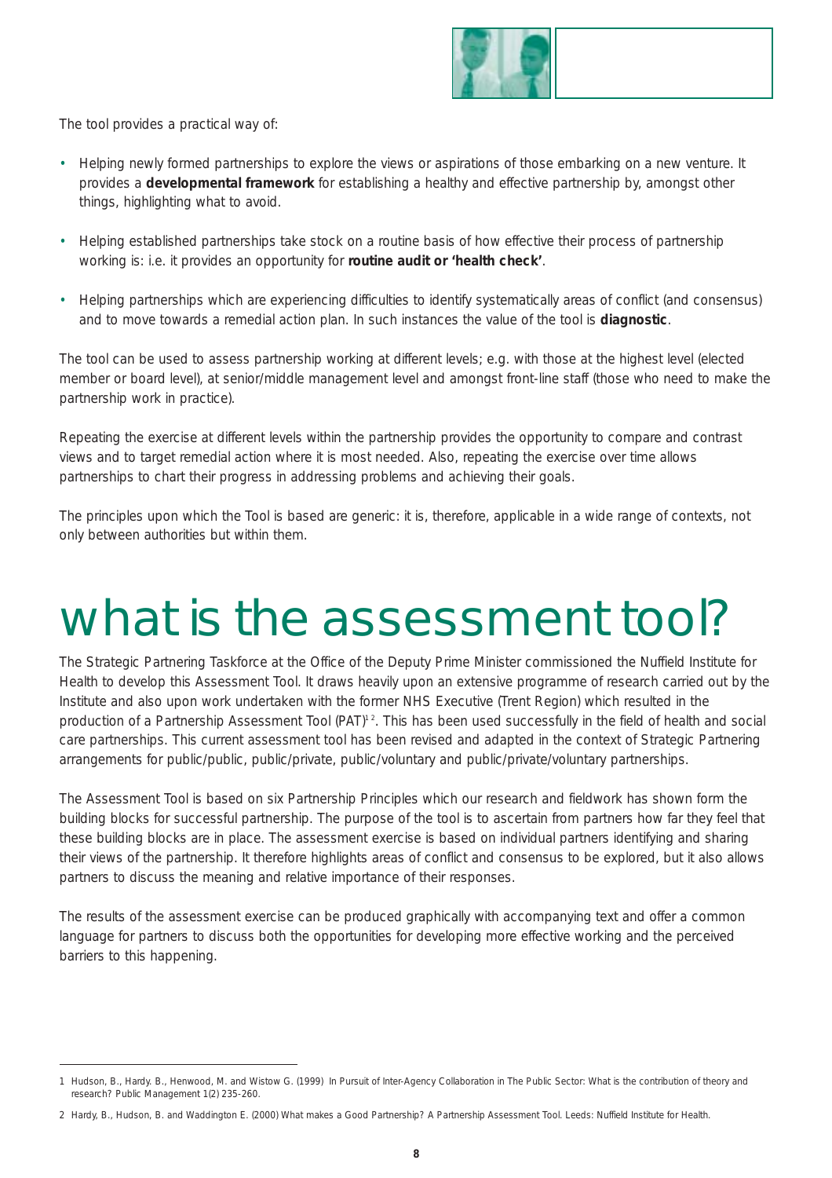The tool provides a practical way of:

- Helping newly formed partnerships to explore the views or aspirations of those embarking on a new venture. It provides a **developmental framework** for establishing a healthy and effective partnership by, amongst other things, highlighting what to avoid.
- Helping established partnerships take stock on a routine basis of how effective their process of partnership working is: i.e. it provides an opportunity for **routine audit or 'health check'**.
- Helping partnerships which are experiencing difficulties to identify systematically areas of conflict (and consensus) and to move towards a remedial action plan. In such instances the value of the tool is **diagnostic**.

The tool can be used to assess partnership working at different levels; e.g. with those at the highest level (elected member or board level), at senior/middle management level and amongst front-line staff (those who need to make the partnership work in practice).

Repeating the exercise at different levels within the partnership provides the opportunity to compare and contrast views and to target remedial action where it is most needed. Also, repeating the exercise over time allows partnerships to chart their progress in addressing problems and achieving their goals.

The principles upon which the Tool is based are generic: it is, therefore, applicable in a wide range of contexts, not only between authorities but within them.

# what is the assessment tool?

The Strategic Partnering Taskforce at the Office of the Deputy Prime Minister commissioned the Nuffield Institute for Health to develop this Assessment Tool. It draws heavily upon an extensive programme of research carried out by the Institute and also upon work undertaken with the former NHS Executive (Trent Region) which resulted in the production of a Partnership Assessment Tool (PAT)[1 2]. This has been used successfully in the field of health and social care partnerships. This current assessment tool has been revised and adapted in the context of Strategic Partnering arrangements for public/public, public/private, public/voluntary and public/private/voluntary partnerships.

The Assessment Tool is based on six Partnership Principles which our research and fieldwork has shown form the building blocks for successful partnership. The purpose of the tool is to ascertain from partners how far they feel that these building blocks are in place. The assessment exercise is based on individual partners identifying and sharing their views of the partnership. It therefore highlights areas of conflict and consensus to be explored, but it also allows partners to discuss the meaning and relative importance of their responses.

The results of the assessment exercise can be produced graphically with accompanying text and offer a common language for partners to discuss both the opportunities for developing more effective working and the perceived barriers to this happening.

---

1 Hudson, B., Hardy. B., Henwood, M. and Wistow G. (1999) In Pursuit of Inter-Agency Collaboration in The Public Sector: What is the contribution of theory and research? Public Management 1(2) 235-260.

2 Hardy, B., Hudson, B. and Waddington E. (2000) What makes a Good Partnership? A Partnership Assessment Tool. Leeds: Nuffield Institute for Health.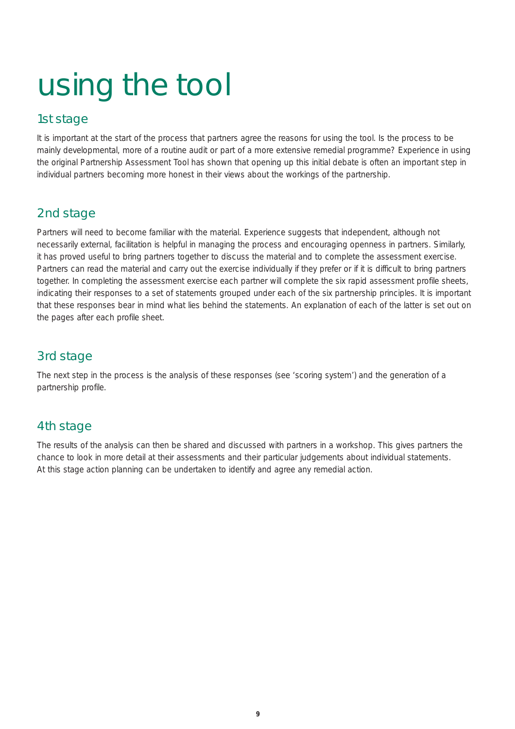# using the tool

## 1st stage

It is important at the start of the process that partners agree the reasons for using the tool. Is the process to be mainly developmental, more of a routine audit or part of a more extensive remedial programme? Experience in using the original Partnership Assessment Tool has shown that opening up this initial debate is often an important step in individual partners becoming more honest in their views about the workings of the partnership.

## 2nd stage

Partners will need to become familiar with the material. Experience suggests that independent, although not necessarily external, facilitation is helpful in managing the process and encouraging openness in partners. Similarly, it has proved useful to bring partners together to discuss the material and to complete the assessment exercise. Partners can read the material and carry out the exercise individually if they prefer or if it is difficult to bring partners together. In completing the assessment exercise each partner will complete the six rapid assessment profile sheets, indicating their responses to a set of statements grouped under each of the six partnership principles. It is important that these responses bear in mind what lies behind the statements. An explanation of each of the latter is set out on the pages after each profile sheet.

## 3rd stage

The next step in the process is the analysis of these responses (see 'scoring system') and the generation of a partnership profile.

## 4th stage

The results of the analysis can then be shared and discussed with partners in a workshop. This gives partners the chance to look in more detail at their assessments and their particular judgements about individual statements. At this stage action planning can be undertaken to identify and agree any remedial action.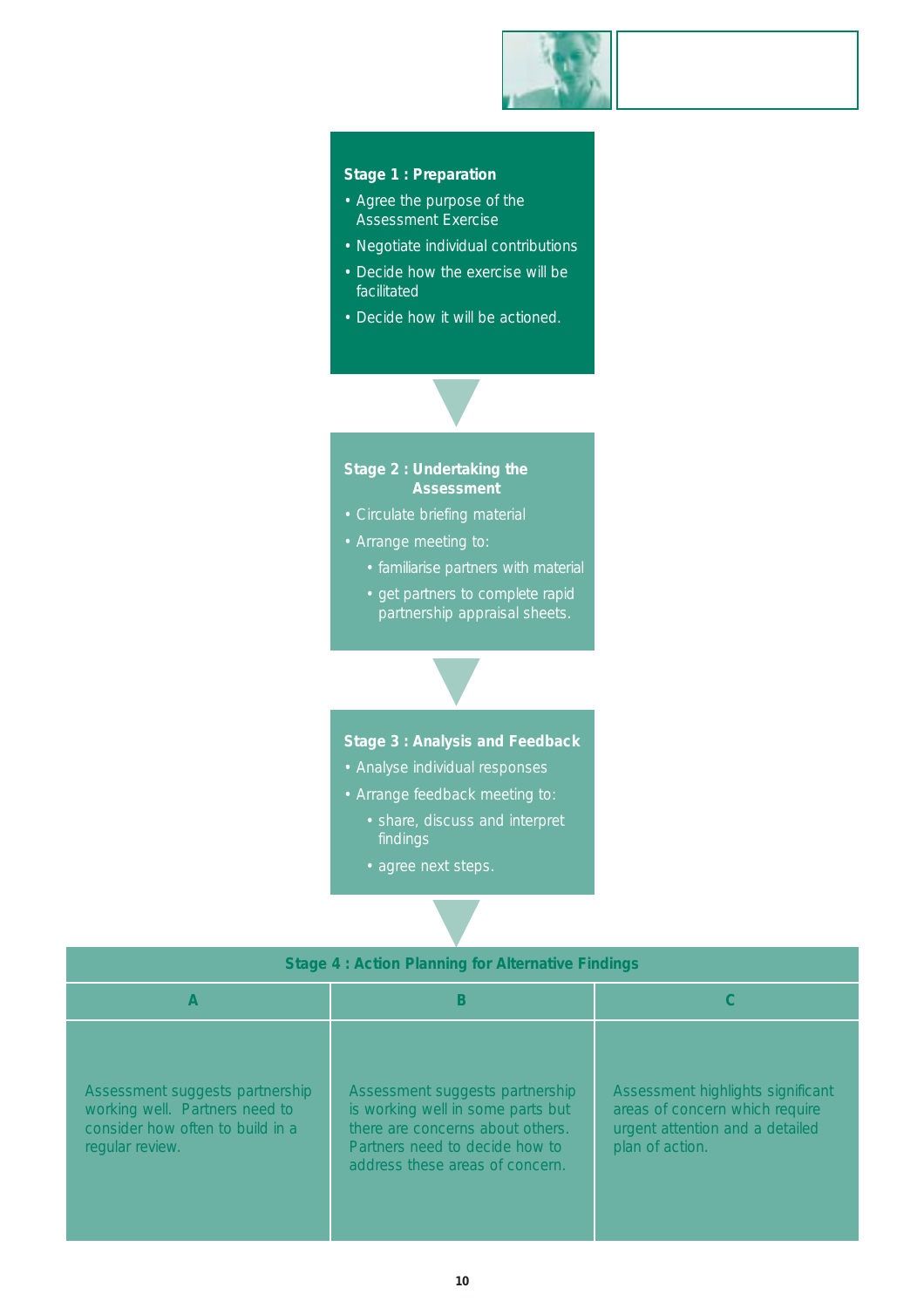**Stage 1 : Preparation**

- Agree the purpose of the Assessment Exercise
- Negotiate individual contributions
- Decide how the exercise will be facilitated
- Decide how it will be actioned.

**Stage 2 : Undertaking the Assessment**

- Circulate briefing material
- Arrange meeting to:
  - familiarise partners with material
  - get partners to complete rapid partnership appraisal sheets.

**Stage 3 : Analysis and Feedback**

- Analyse individual responses
- Arrange feedback meeting to:
  - share, discuss and interpret findings
  - agree next steps.

| Stage 4 : Action Planning for Alternative Findings | | |
|---|---|---|
| **A** | **B** | **C** |
| Assessment suggests partnership working well. Partners need to consider how often to build in a regular review. | Assessment suggests partnership is working well in some parts but there are concerns about others. Partners need to decide how to address these areas of concern. | Assessment highlights significant areas of concern which require urgent attention and a detailed plan of action. |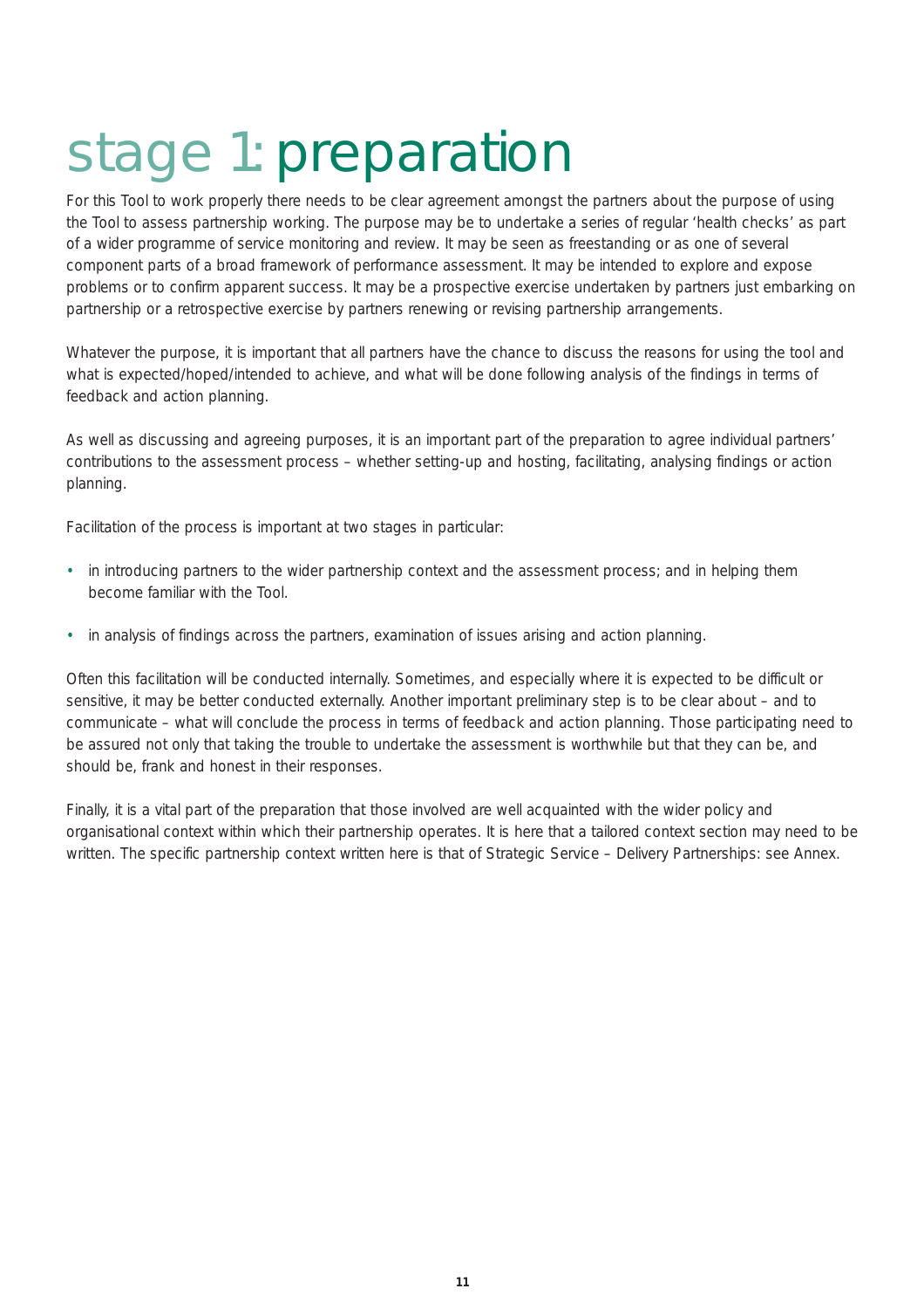# stage 1: preparation

For this Tool to work properly there needs to be clear agreement amongst the partners about the purpose of using the Tool to assess partnership working. The purpose may be to undertake a series of regular 'health checks' as part of a wider programme of service monitoring and review. It may be seen as freestanding or as one of several component parts of a broad framework of performance assessment. It may be intended to explore and expose problems or to confirm apparent success. It may be a prospective exercise undertaken by partners just embarking on partnership or a retrospective exercise by partners renewing or revising partnership arrangements.

Whatever the purpose, it is important that all partners have the chance to discuss the reasons for using the tool and what is expected/hoped/intended to achieve, and what will be done following analysis of the findings in terms of feedback and action planning.

As well as discussing and agreeing purposes, it is an important part of the preparation to agree individual partners' contributions to the assessment process – whether setting-up and hosting, facilitating, analysing findings or action planning.

Facilitation of the process is important at two stages in particular:

- in introducing partners to the wider partnership context and the assessment process; and in helping them become familiar with the Tool.
- in analysis of findings across the partners, examination of issues arising and action planning.

Often this facilitation will be conducted internally. Sometimes, and especially where it is expected to be difficult or sensitive, it may be better conducted externally. Another important preliminary step is to be clear about – and to communicate – what will conclude the process in terms of feedback and action planning. Those participating need to be assured not only that taking the trouble to undertake the assessment is worthwhile but that they can be, and should be, frank and honest in their responses.

Finally, it is a vital part of the preparation that those involved are well acquainted with the wider policy and organisational context within which their partnership operates. It is here that a tailored context section may need to be written. The specific partnership context written here is that of Strategic Service – Delivery Partnerships: see Annex.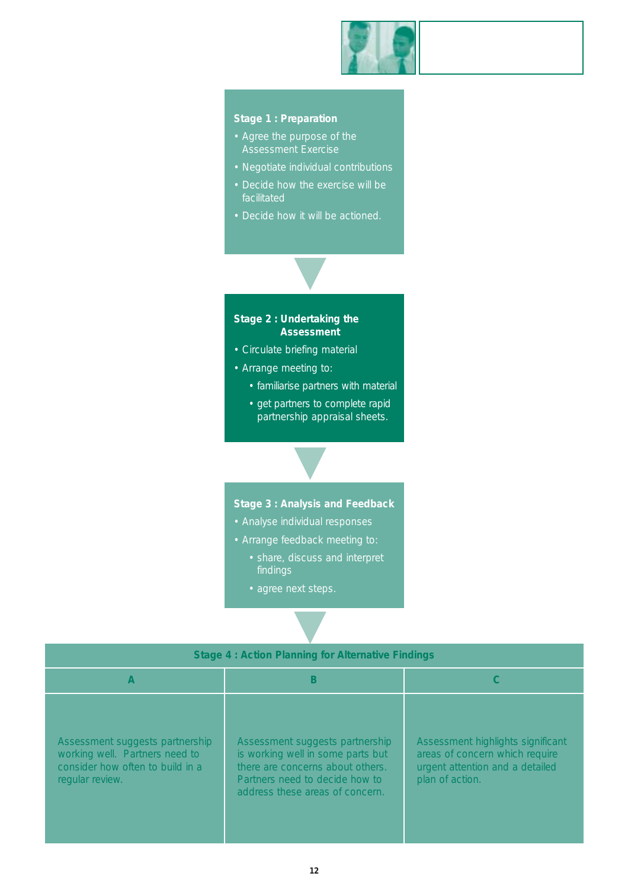**Stage 1 : Preparation**

- Agree the purpose of the Assessment Exercise
- Negotiate individual contributions
- Decide how the exercise will be facilitated
- Decide how it will be actioned.

**Stage 2 : Undertaking the Assessment**

- Circulate briefing material
- Arrange meeting to:
  - familiarise partners with material
  - get partners to complete rapid partnership appraisal sheets.

**Stage 3 : Analysis and Feedback**

- Analyse individual responses
- Arrange feedback meeting to:
  - share, discuss and interpret findings
  - agree next steps.

| Stage 4 : Action Planning for Alternative Findings | | |
|---|---|---|
| **A** | **B** | **C** |
| Assessment suggests partnership working well. Partners need to consider how often to build in a regular review. | Assessment suggests partnership is working well in some parts but there are concerns about others. Partners need to decide how to address these areas of concern. | Assessment highlights significant areas of concern which require urgent attention and a detailed plan of action. |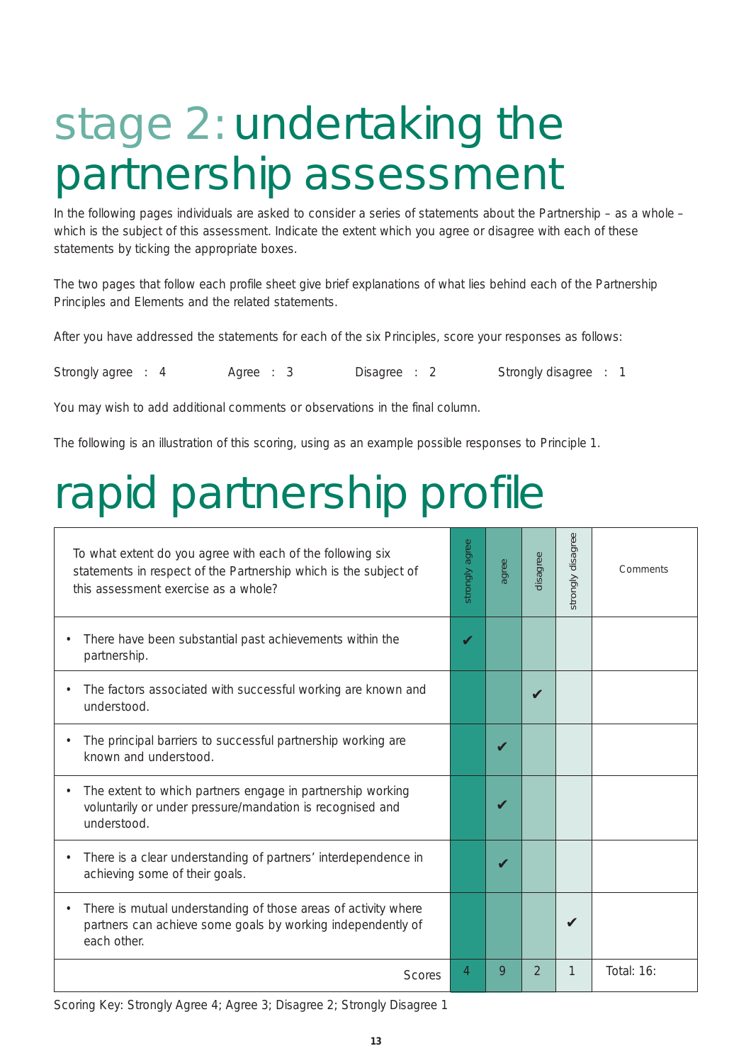# stage 2: undertaking the partnership assessment

In the following pages individuals are asked to consider a series of statements about the Partnership – as a whole – which is the subject of this assessment. Indicate the extent which you agree or disagree with each of these statements by ticking the appropriate boxes.

The two pages that follow each profile sheet give brief explanations of what lies behind each of the Partnership Principles and Elements and the related statements.

After you have addressed the statements for each of the six Principles, score your responses as follows:

Strongly agree : 4 Agree : 3 Disagree : 2 Strongly disagree : 1

You may wish to add additional comments or observations in the final column.

The following is an illustration of this scoring, using as an example possible responses to Principle 1.

# rapid partnership profile

| To what extent do you agree with each of the following six statements in respect of the Partnership which is the subject of this assessment exercise as a whole? | strongly agree | agree | disagree | strongly disagree | Comments |
|---|---|---|---|---|---|
| • There have been substantial past achievements within the partnership. | ✔ | | | | |
| • The factors associated with successful working are known and understood. | | | ✔ | | |
| • The principal barriers to successful partnership working are known and understood. | | ✔ | | | |
| • The extent to which partners engage in partnership working voluntarily or under pressure/mandation is recognised and understood. | | ✔ | | | |
| • There is a clear understanding of partners' interdependence in achieving some of their goals. | | ✔ | | | |
| • There is mutual understanding of those areas of activity where partners can achieve some goals by working independently of each other. | | | | ✔ | |
| Scores | 4 | 9 | 2 | 1 | Total: 16: |

Scoring Key: Strongly Agree 4; Agree 3; Disagree 2; Strongly Disagree 1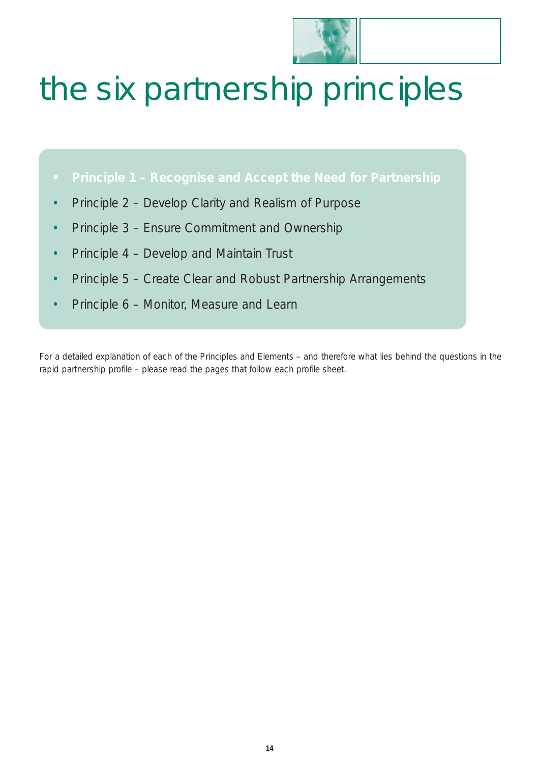# the six partnership principles

- **Principle 1 – Recognise and Accept the Need for Partnership**
- Principle 2 – Develop Clarity and Realism of Purpose
- Principle 3 – Ensure Commitment and Ownership
- Principle 4 – Develop and Maintain Trust
- Principle 5 – Create Clear and Robust Partnership Arrangements
- Principle 6 – Monitor, Measure and Learn

For a detailed explanation of each of the Principles and Elements – and therefore what lies behind the questions in the rapid partnership profile – please read the pages that follow each profile sheet.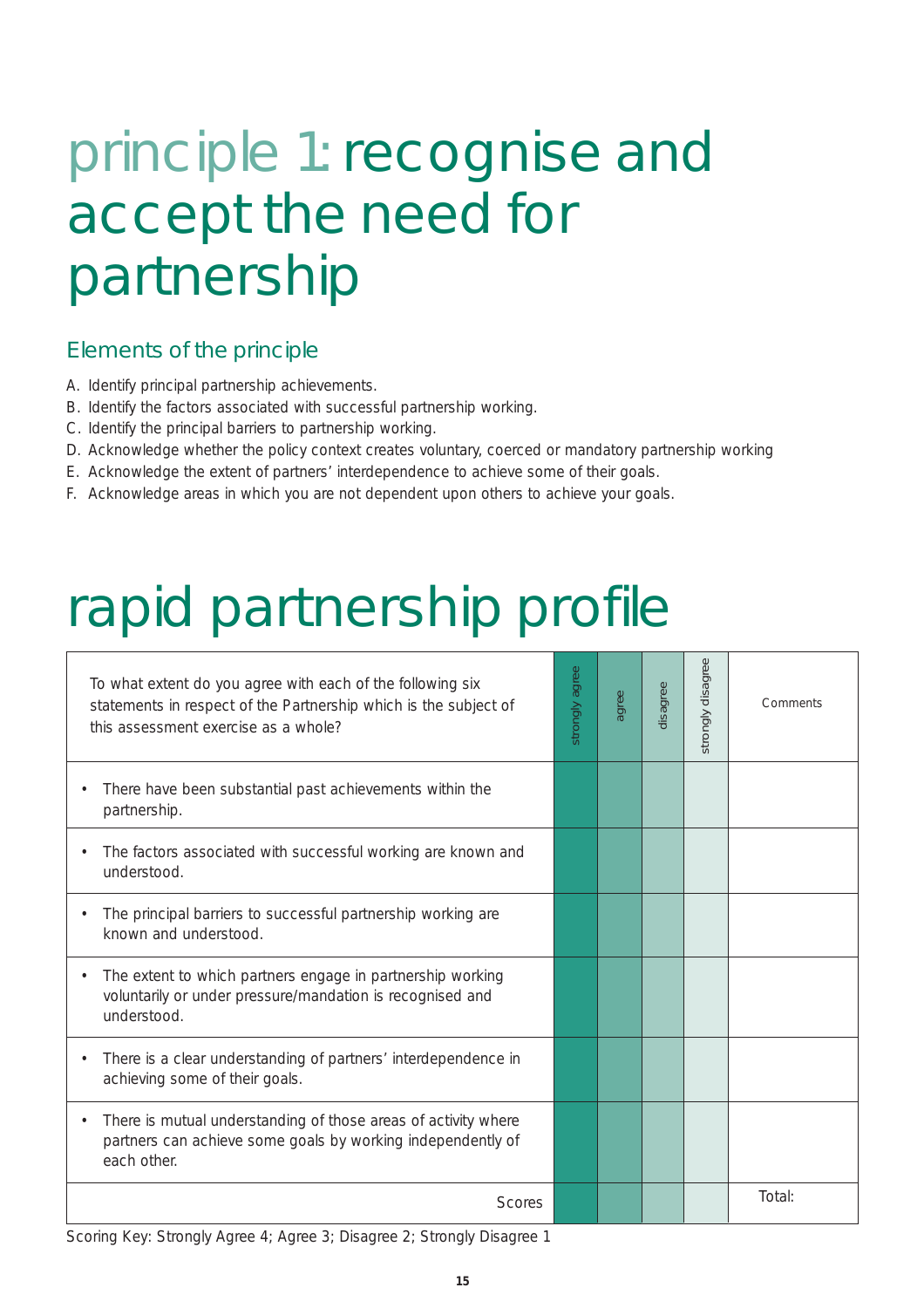# principle 1: recognise and accept the need for partnership

## Elements of the principle

A. Identify principal partnership achievements.
B. Identify the factors associated with successful partnership working.
C. Identify the principal barriers to partnership working.
D. Acknowledge whether the policy context creates voluntary, coerced or mandatory partnership working
E. Acknowledge the extent of partners' interdependence to achieve some of their goals.
F. Acknowledge areas in which you are not dependent upon others to achieve your goals.

# rapid partnership profile

| To what extent do you agree with each of the following six statements in respect of the Partnership which is the subject of this assessment exercise as a whole? | strongly agree | agree | disagree | strongly disagree | Comments |
|---|---|---|---|---|---|
| • There have been substantial past achievements within the partnership. | | | | | |
| • The factors associated with successful working are known and understood. | | | | | |
| • The principal barriers to successful partnership working are known and understood. | | | | | |
| • The extent to which partners engage in partnership working voluntarily or under pressure/mandation is recognised and understood. | | | | | |
| • There is a clear understanding of partners' interdependence in achieving some of their goals. | | | | | |
| • There is mutual understanding of those areas of activity where partners can achieve some goals by working independently of each other. | | | | | |
| Scores | | | | | Total: |

Scoring Key: Strongly Agree 4; Agree 3; Disagree 2; Strongly Disagree 1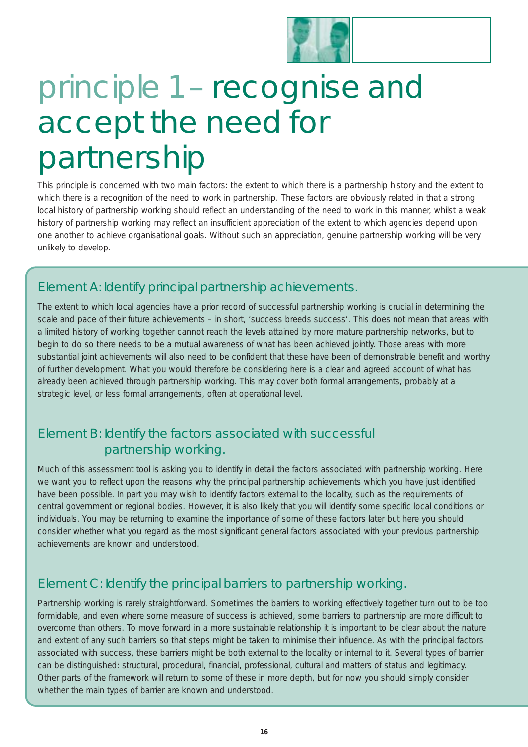# principle 1 – recognise and accept the need for partnership

This principle is concerned with two main factors: the extent to which there is a partnership history and the extent to which there is a recognition of the need to work in partnership. These factors are obviously related in that a strong local history of partnership working should reflect an understanding of the need to work in this manner, whilst a weak history of partnership working may reflect an insufficient appreciation of the extent to which agencies depend upon one another to achieve organisational goals. Without such an appreciation, genuine partnership working will be very unlikely to develop.

## Element A: Identify principal partnership achievements.

The extent to which local agencies have a prior record of successful partnership working is crucial in determining the scale and pace of their future achievements – in short, 'success breeds success'. This does not mean that areas with a limited history of working together cannot reach the levels attained by more mature partnership networks, but to begin to do so there needs to be a mutual awareness of what has been achieved jointly. Those areas with more substantial joint achievements will also need to be confident that these have been of demonstrable benefit and worthy of further development. What you would therefore be considering here is a clear and agreed account of what has already been achieved through partnership working. This may cover both formal arrangements, probably at a strategic level, or less formal arrangements, often at operational level.

## Element B: Identify the factors associated with successful partnership working.

Much of this assessment tool is asking you to identify in detail the factors associated with partnership working. Here we want you to reflect upon the reasons why the principal partnership achievements which you have just identified have been possible. In part you may wish to identify factors external to the locality, such as the requirements of central government or regional bodies. However, it is also likely that you will identify some specific local conditions or individuals. You may be returning to examine the importance of some of these factors later but here you should consider whether what you regard as the most significant general factors associated with your previous partnership achievements are known and understood.

## Element C: Identify the principal barriers to partnership working.

Partnership working is rarely straightforward. Sometimes the barriers to working effectively together turn out to be too formidable, and even where some measure of success is achieved, some barriers to partnership are more difficult to overcome than others. To move forward in a more sustainable relationship it is important to be clear about the nature and extent of any such barriers so that steps might be taken to minimise their influence. As with the principal factors associated with success, these barriers might be both external to the locality or internal to it. Several types of barrier can be distinguished: structural, procedural, financial, professional, cultural and matters of status and legitimacy. Other parts of the framework will return to some of these in more depth, but for now you should simply consider whether the main types of barrier are known and understood.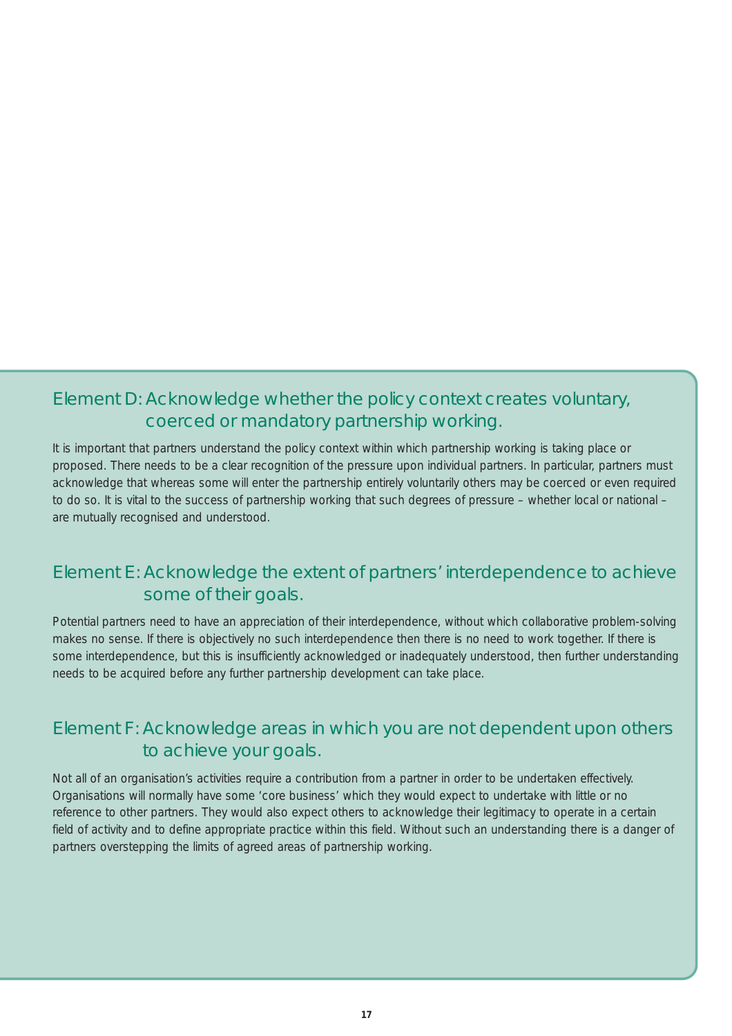## Element D: Acknowledge whether the policy context creates voluntary, coerced or mandatory partnership working.

It is important that partners understand the policy context within which partnership working is taking place or proposed. There needs to be a clear recognition of the pressure upon individual partners. In particular, partners must acknowledge that whereas some will enter the partnership entirely voluntarily others may be coerced or even required to do so. It is vital to the success of partnership working that such degrees of pressure – whether local or national – are mutually recognised and understood.

## Element E: Acknowledge the extent of partners' interdependence to achieve some of their goals.

Potential partners need to have an appreciation of their interdependence, without which collaborative problem-solving makes no sense. If there is objectively no such interdependence then there is no need to work together. If there is some interdependence, but this is insufficiently acknowledged or inadequately understood, then further understanding needs to be acquired before any further partnership development can take place.

## Element F: Acknowledge areas in which you are not dependent upon others to achieve your goals.

Not all of an organisation's activities require a contribution from a partner in order to be undertaken effectively. Organisations will normally have some 'core business' which they would expect to undertake with little or no reference to other partners. They would also expect others to acknowledge their legitimacy to operate in a certain field of activity and to define appropriate practice within this field. Without such an understanding there is a danger of partners overstepping the limits of agreed areas of partnership working.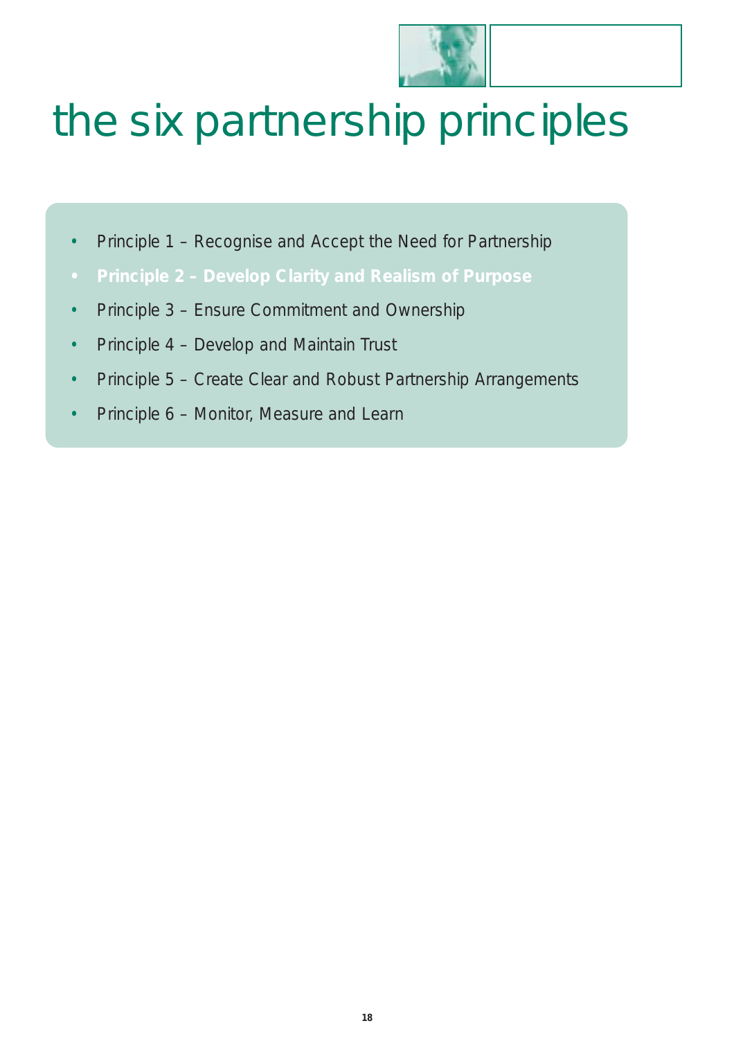# the six partnership principles

- Principle 1 – Recognise and Accept the Need for Partnership
- **Principle 2 – Develop Clarity and Realism of Purpose**
- Principle 3 – Ensure Commitment and Ownership
- Principle 4 – Develop and Maintain Trust
- Principle 5 – Create Clear and Robust Partnership Arrangements
- Principle 6 – Monitor, Measure and Learn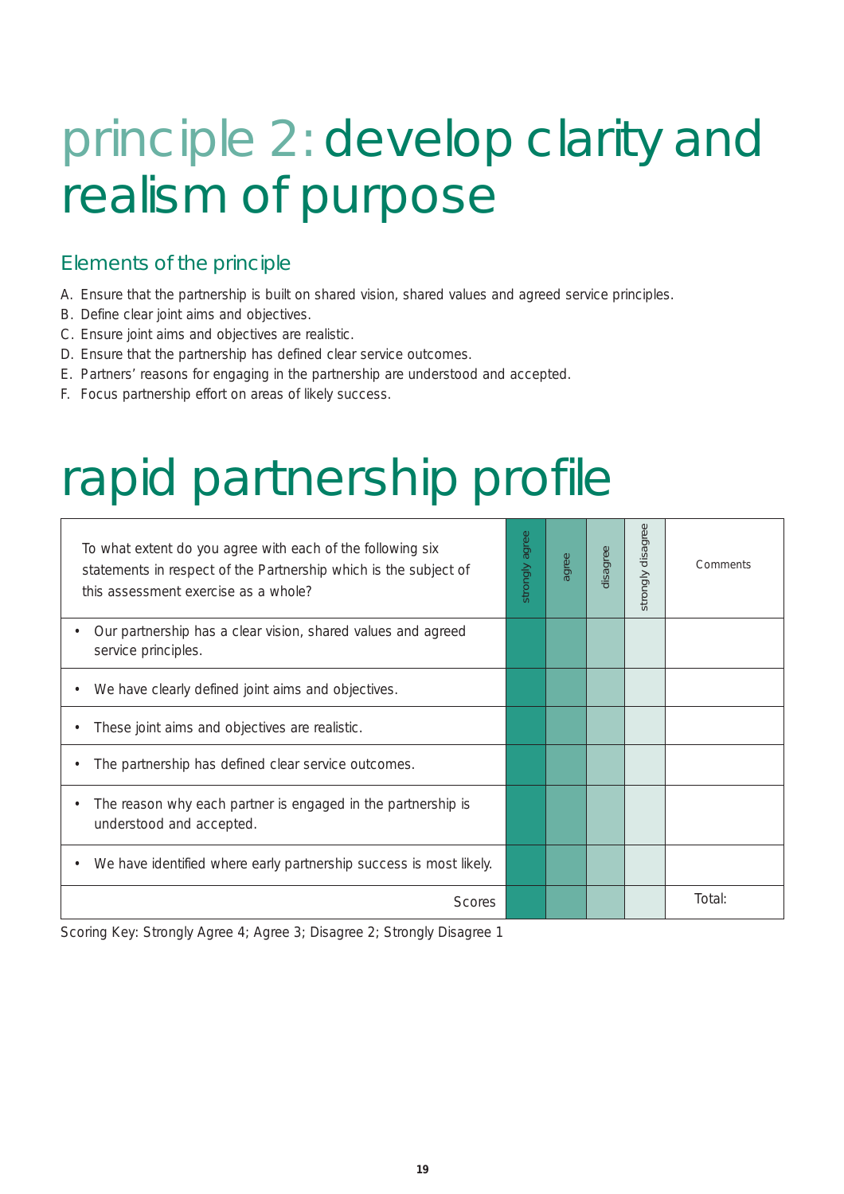# principle 2: develop clarity and realism of purpose

## Elements of the principle

A. Ensure that the partnership is built on shared vision, shared values and agreed service principles.
B. Define clear joint aims and objectives.
C. Ensure joint aims and objectives are realistic.
D. Ensure that the partnership has defined clear service outcomes.
E. Partners' reasons for engaging in the partnership are understood and accepted.
F. Focus partnership effort on areas of likely success.

# rapid partnership profile

| To what extent do you agree with each of the following six statements in respect of the Partnership which is the subject of this assessment exercise as a whole? | strongly agree | agree | disagree | strongly disagree | Comments |
|---|---|---|---|---|---|
| • Our partnership has a clear vision, shared values and agreed service principles. | | | | | |
| • We have clearly defined joint aims and objectives. | | | | | |
| • These joint aims and objectives are realistic. | | | | | |
| • The partnership has defined clear service outcomes. | | | | | |
| • The reason why each partner is engaged in the partnership is understood and accepted. | | | | | |
| • We have identified where early partnership success is most likely. | | | | | |
| Scores | | | | | Total: |

Scoring Key: Strongly Agree 4; Agree 3; Disagree 2; Strongly Disagree 1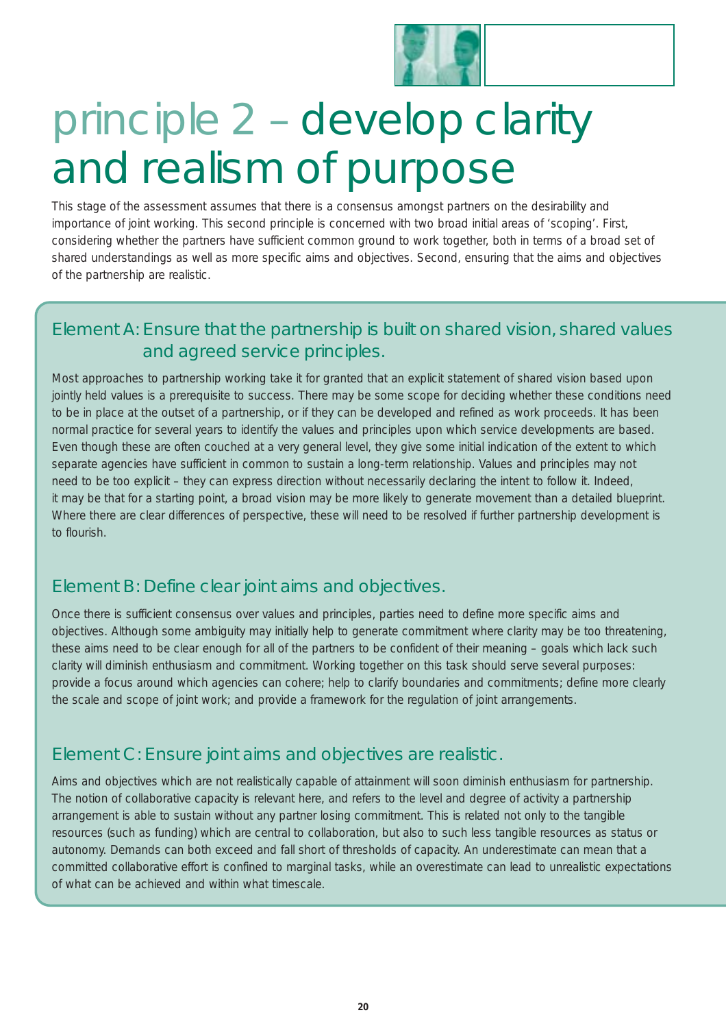# principle 2 – develop clarity and realism of purpose

This stage of the assessment assumes that there is a consensus amongst partners on the desirability and importance of joint working. This second principle is concerned with two broad initial areas of 'scoping'. First, considering whether the partners have sufficient common ground to work together, both in terms of a broad set of shared understandings as well as more specific aims and objectives. Second, ensuring that the aims and objectives of the partnership are realistic.

## Element A: Ensure that the partnership is built on shared vision, shared values and agreed service principles.

Most approaches to partnership working take it for granted that an explicit statement of shared vision based upon jointly held values is a prerequisite to success. There may be some scope for deciding whether these conditions need to be in place at the outset of a partnership, or if they can be developed and refined as work proceeds. It has been normal practice for several years to identify the values and principles upon which service developments are based. Even though these are often couched at a very general level, they give some initial indication of the extent to which separate agencies have sufficient in common to sustain a long-term relationship. Values and principles may not need to be too explicit – they can express direction without necessarily declaring the intent to follow it. Indeed, it may be that for a starting point, a broad vision may be more likely to generate movement than a detailed blueprint. Where there are clear differences of perspective, these will need to be resolved if further partnership development is to flourish.

## Element B: Define clear joint aims and objectives.

Once there is sufficient consensus over values and principles, parties need to define more specific aims and objectives. Although some ambiguity may initially help to generate commitment where clarity may be too threatening, these aims need to be clear enough for all of the partners to be confident of their meaning – goals which lack such clarity will diminish enthusiasm and commitment. Working together on this task should serve several purposes: provide a focus around which agencies can cohere; help to clarify boundaries and commitments; define more clearly the scale and scope of joint work; and provide a framework for the regulation of joint arrangements.

## Element C: Ensure joint aims and objectives are realistic.

Aims and objectives which are not realistically capable of attainment will soon diminish enthusiasm for partnership. The notion of collaborative capacity is relevant here, and refers to the level and degree of activity a partnership arrangement is able to sustain without any partner losing commitment. This is related not only to the tangible resources (such as funding) which are central to collaboration, but also to such less tangible resources as status or autonomy. Demands can both exceed and fall short of thresholds of capacity. An underestimate can mean that a committed collaborative effort is confined to marginal tasks, while an overestimate can lead to unrealistic expectations of what can be achieved and within what timescale.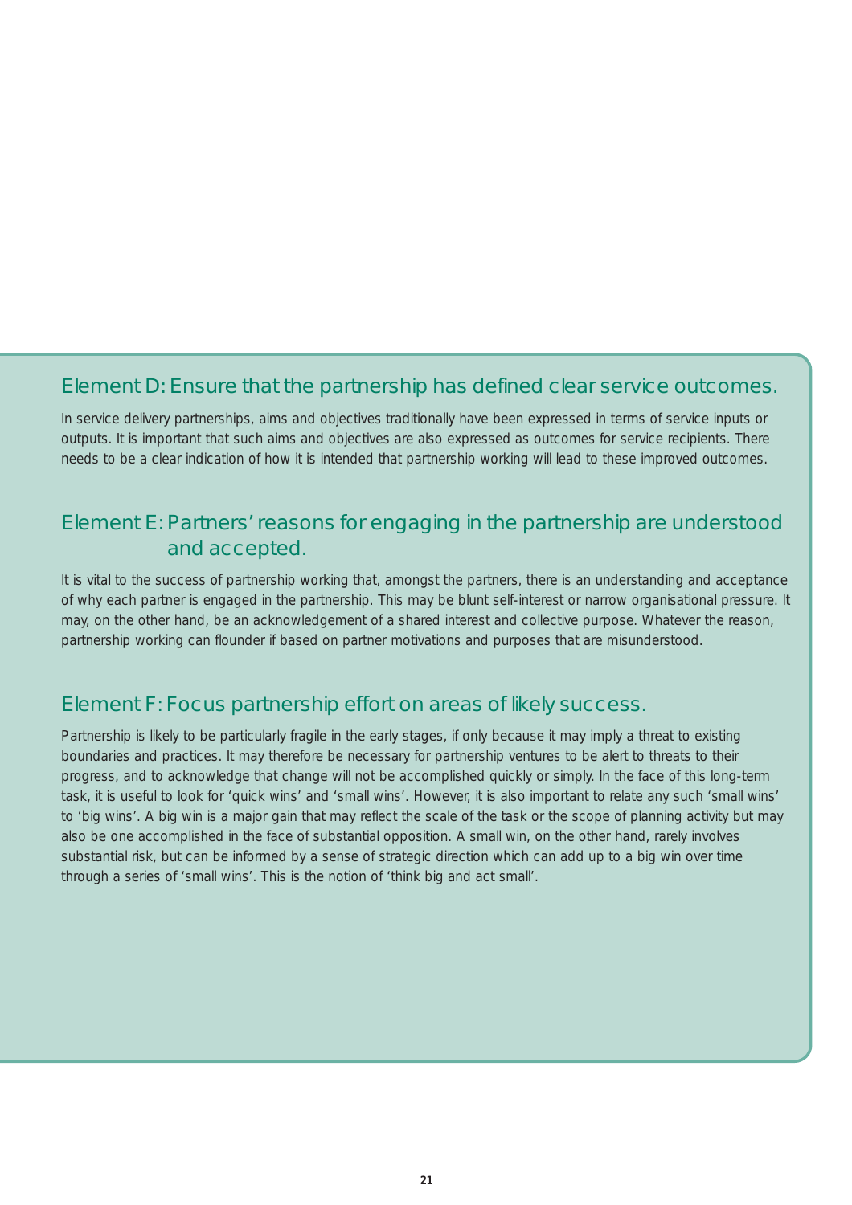### Element D: Ensure that the partnership has defined clear service outcomes.

In service delivery partnerships, aims and objectives traditionally have been expressed in terms of service inputs or outputs. It is important that such aims and objectives are also expressed as outcomes for service recipients. There needs to be a clear indication of how it is intended that partnership working will lead to these improved outcomes.

### Element E: Partners' reasons for engaging in the partnership are understood and accepted.

It is vital to the success of partnership working that, amongst the partners, there is an understanding and acceptance of why each partner is engaged in the partnership. This may be blunt self-interest or narrow organisational pressure. It may, on the other hand, be an acknowledgement of a shared interest and collective purpose. Whatever the reason, partnership working can flounder if based on partner motivations and purposes that are misunderstood.

### Element F: Focus partnership effort on areas of likely success.

Partnership is likely to be particularly fragile in the early stages, if only because it may imply a threat to existing boundaries and practices. It may therefore be necessary for partnership ventures to be alert to threats to their progress, and to acknowledge that change will not be accomplished quickly or simply. In the face of this long-term task, it is useful to look for 'quick wins' and 'small wins'. However, it is also important to relate any such 'small wins' to 'big wins'. A big win is a major gain that may reflect the scale of the task or the scope of planning activity but may also be one accomplished in the face of substantial opposition. A small win, on the other hand, rarely involves substantial risk, but can be informed by a sense of strategic direction which can add up to a big win over time through a series of 'small wins'. This is the notion of 'think big and act small'.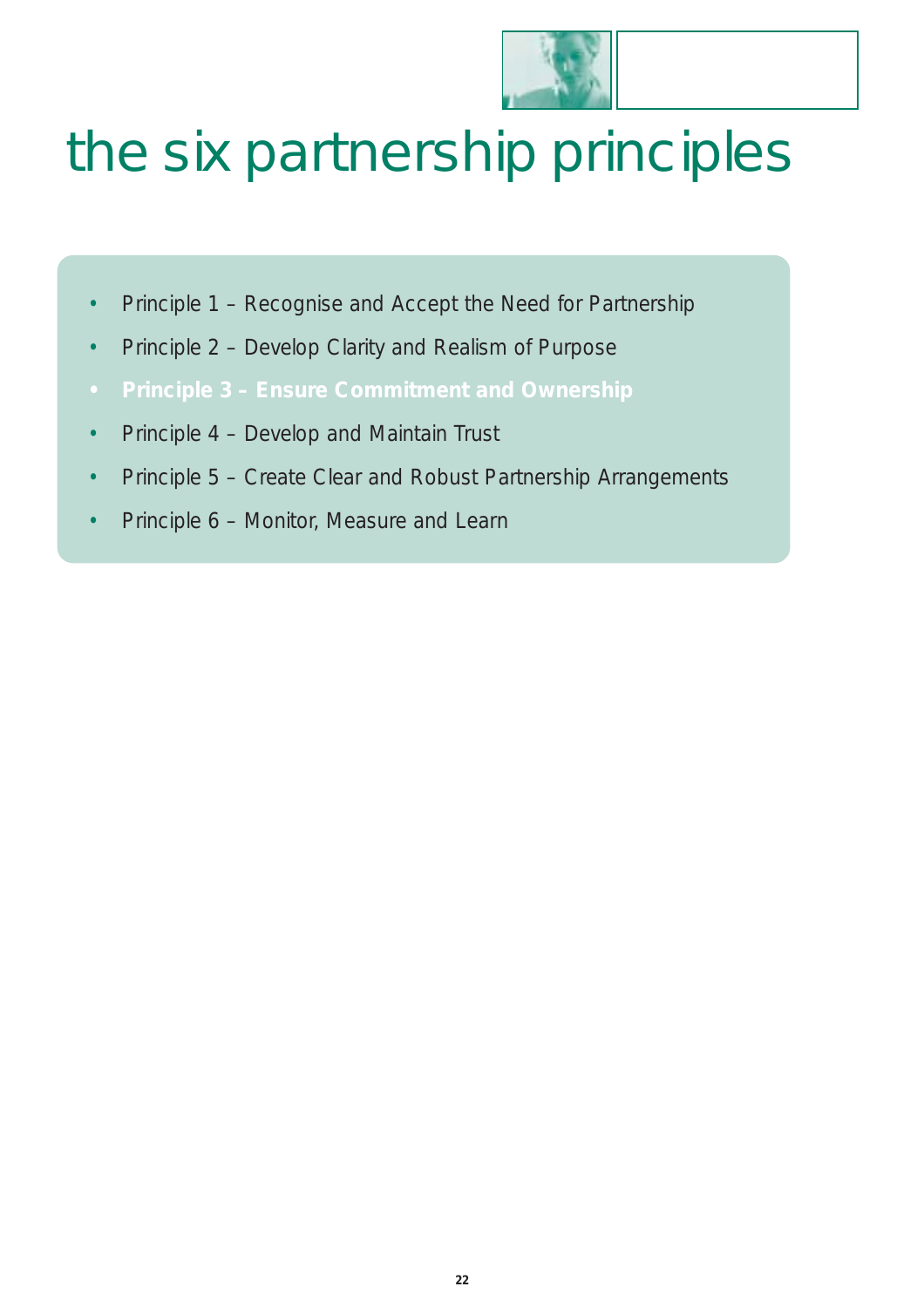# the six partnership principles

- Principle 1 – Recognise and Accept the Need for Partnership
- Principle 2 – Develop Clarity and Realism of Purpose
- **Principle 3 – Ensure Commitment and Ownership**
- Principle 4 – Develop and Maintain Trust
- Principle 5 – Create Clear and Robust Partnership Arrangements
- Principle 6 – Monitor, Measure and Learn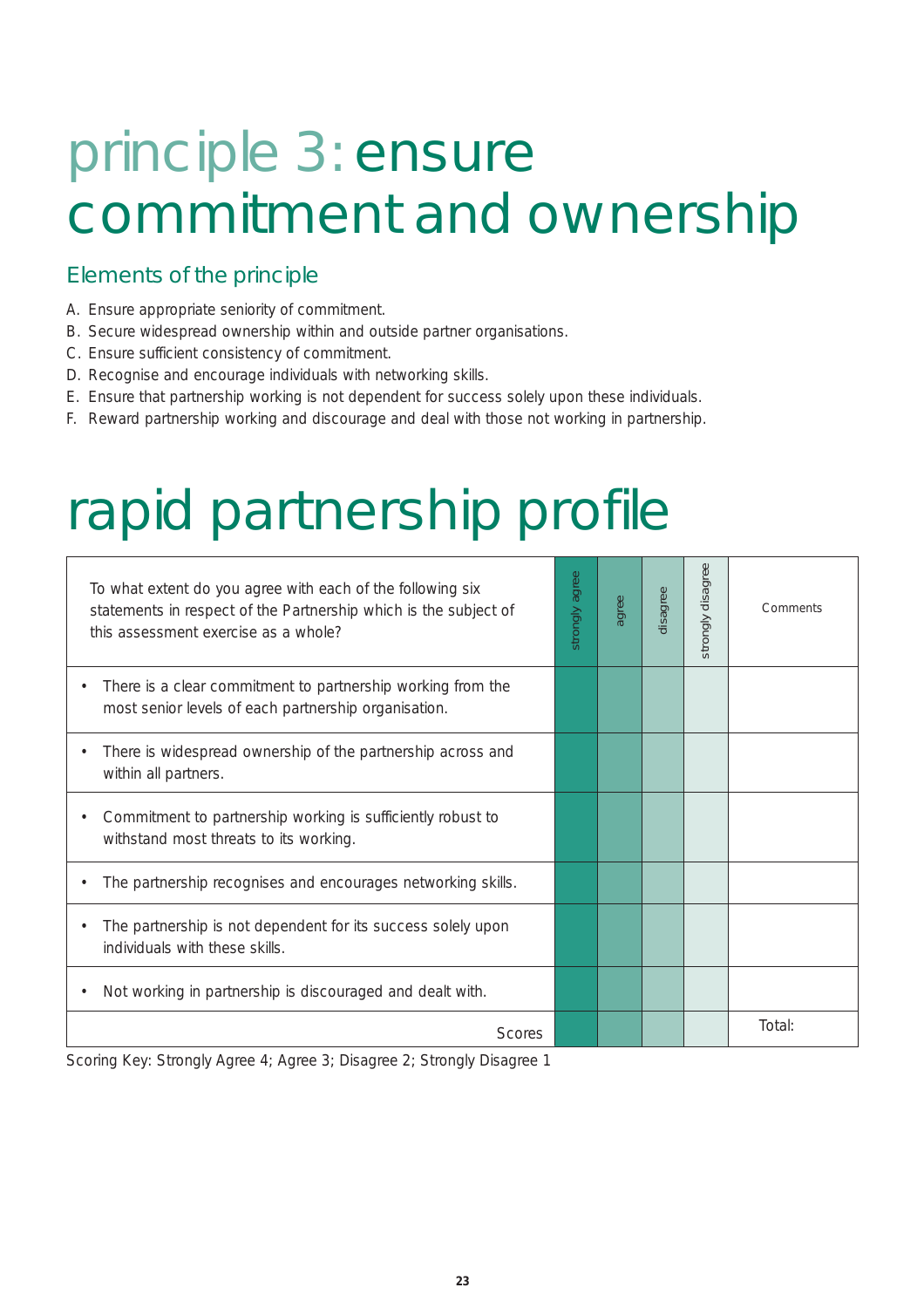# principle 3: ensure commitment and ownership

## Elements of the principle

A. Ensure appropriate seniority of commitment.
B. Secure widespread ownership within and outside partner organisations.
C. Ensure sufficient consistency of commitment.
D. Recognise and encourage individuals with networking skills.
E. Ensure that partnership working is not dependent for success solely upon these individuals.
F. Reward partnership working and discourage and deal with those not working in partnership.

# rapid partnership profile

| To what extent do you agree with each of the following six statements in respect of the Partnership which is the subject of this assessment exercise as a whole? | strongly agree | agree | disagree | strongly disagree | Comments |
|---|---|---|---|---|---|
| • There is a clear commitment to partnership working from the most senior levels of each partnership organisation. | | | | | |
| • There is widespread ownership of the partnership across and within all partners. | | | | | |
| • Commitment to partnership working is sufficiently robust to withstand most threats to its working. | | | | | |
| • The partnership recognises and encourages networking skills. | | | | | |
| • The partnership is not dependent for its success solely upon individuals with these skills. | | | | | |
| • Not working in partnership is discouraged and dealt with. | | | | | |
| Scores | | | | | Total: |

Scoring Key: Strongly Agree 4; Agree 3; Disagree 2; Strongly Disagree 1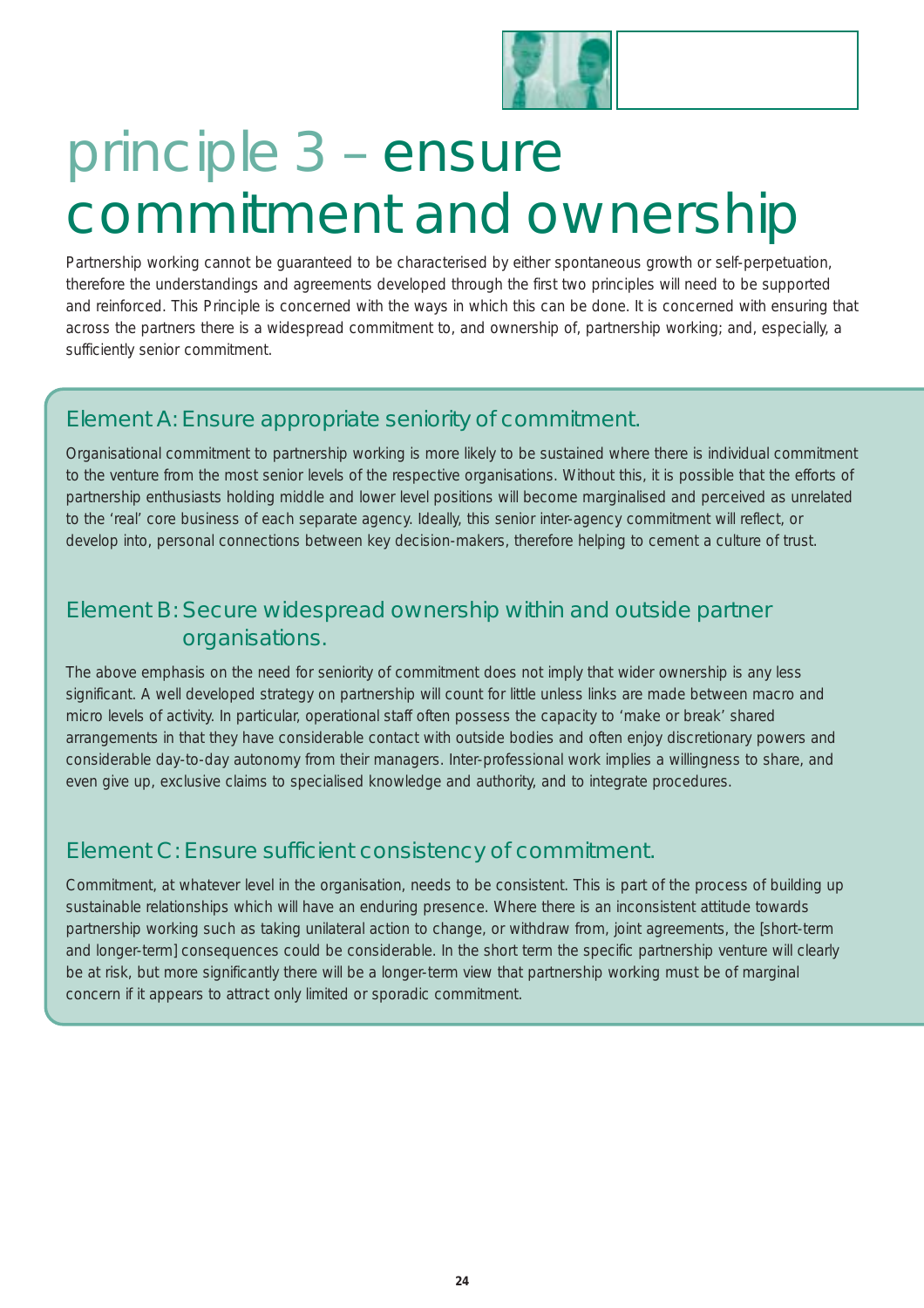# principle 3 – ensure commitment and ownership

Partnership working cannot be guaranteed to be characterised by either spontaneous growth or self-perpetuation, therefore the understandings and agreements developed through the first two principles will need to be supported and reinforced. This Principle is concerned with the ways in which this can be done. It is concerned with ensuring that across the partners there is a widespread commitment to, and ownership of, partnership working; and, especially, a sufficiently senior commitment.

## Element A: Ensure appropriate seniority of commitment.

Organisational commitment to partnership working is more likely to be sustained where there is individual commitment to the venture from the most senior levels of the respective organisations. Without this, it is possible that the efforts of partnership enthusiasts holding middle and lower level positions will become marginalised and perceived as unrelated to the 'real' core business of each separate agency. Ideally, this senior inter-agency commitment will reflect, or develop into, personal connections between key decision-makers, therefore helping to cement a culture of trust.

## Element B: Secure widespread ownership within and outside partner organisations.

The above emphasis on the need for seniority of commitment does not imply that wider ownership is any less significant. A well developed strategy on partnership will count for little unless links are made between macro and micro levels of activity. In particular, operational staff often possess the capacity to 'make or break' shared arrangements in that they have considerable contact with outside bodies and often enjoy discretionary powers and considerable day-to-day autonomy from their managers. Inter-professional work implies a willingness to share, and even give up, exclusive claims to specialised knowledge and authority, and to integrate procedures.

## Element C: Ensure sufficient consistency of commitment.

Commitment, at whatever level in the organisation, needs to be consistent. This is part of the process of building up sustainable relationships which will have an enduring presence. Where there is an inconsistent attitude towards partnership working such as taking unilateral action to change, or withdraw from, joint agreements, the [short-term and longer-term] consequences could be considerable. In the short term the specific partnership venture will clearly be at risk, but more significantly there will be a longer-term view that partnership working must be of marginal concern if it appears to attract only limited or sporadic commitment.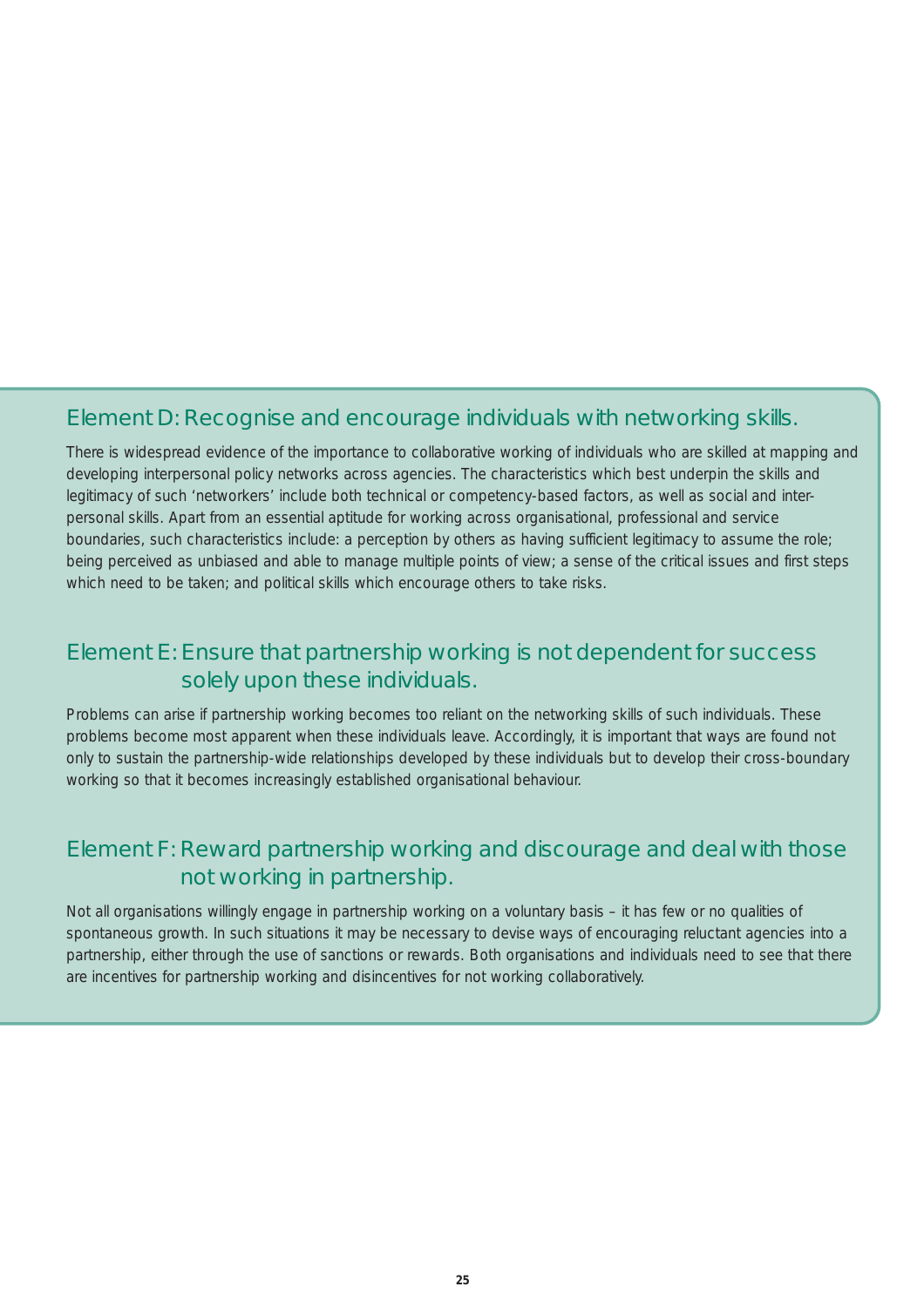## Element D: Recognise and encourage individuals with networking skills.

There is widespread evidence of the importance to collaborative working of individuals who are skilled at mapping and developing interpersonal policy networks across agencies. The characteristics which best underpin the skills and legitimacy of such 'networkers' include both technical or competency-based factors, as well as social and inter-personal skills. Apart from an essential aptitude for working across organisational, professional and service boundaries, such characteristics include: a perception by others as having sufficient legitimacy to assume the role; being perceived as unbiased and able to manage multiple points of view; a sense of the critical issues and first steps which need to be taken; and political skills which encourage others to take risks.

## Element E: Ensure that partnership working is not dependent for success solely upon these individuals.

Problems can arise if partnership working becomes too reliant on the networking skills of such individuals. These problems become most apparent when these individuals leave. Accordingly, it is important that ways are found not only to sustain the partnership-wide relationships developed by these individuals but to develop their cross-boundary working so that it becomes increasingly established organisational behaviour.

## Element F: Reward partnership working and discourage and deal with those not working in partnership.

Not all organisations willingly engage in partnership working on a voluntary basis – it has few or no qualities of spontaneous growth. In such situations it may be necessary to devise ways of encouraging reluctant agencies into a partnership, either through the use of sanctions or rewards. Both organisations and individuals need to see that there are incentives for partnership working and disincentives for not working collaboratively.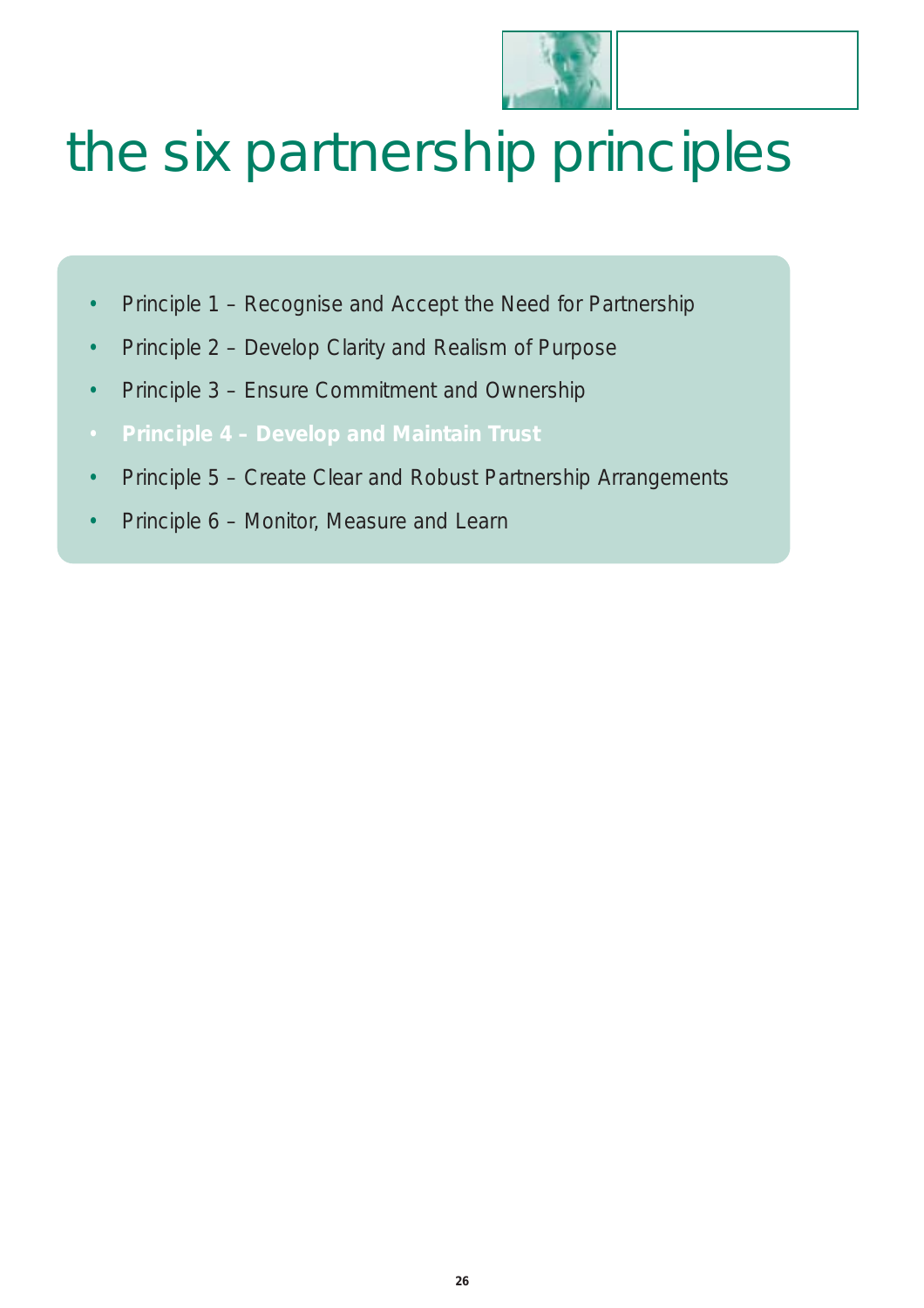# the six partnership principles

- Principle 1 – Recognise and Accept the Need for Partnership
- Principle 2 – Develop Clarity and Realism of Purpose
- Principle 3 – Ensure Commitment and Ownership
- **Principle 4 – Develop and Maintain Trust**
- Principle 5 – Create Clear and Robust Partnership Arrangements
- Principle 6 – Monitor, Measure and Learn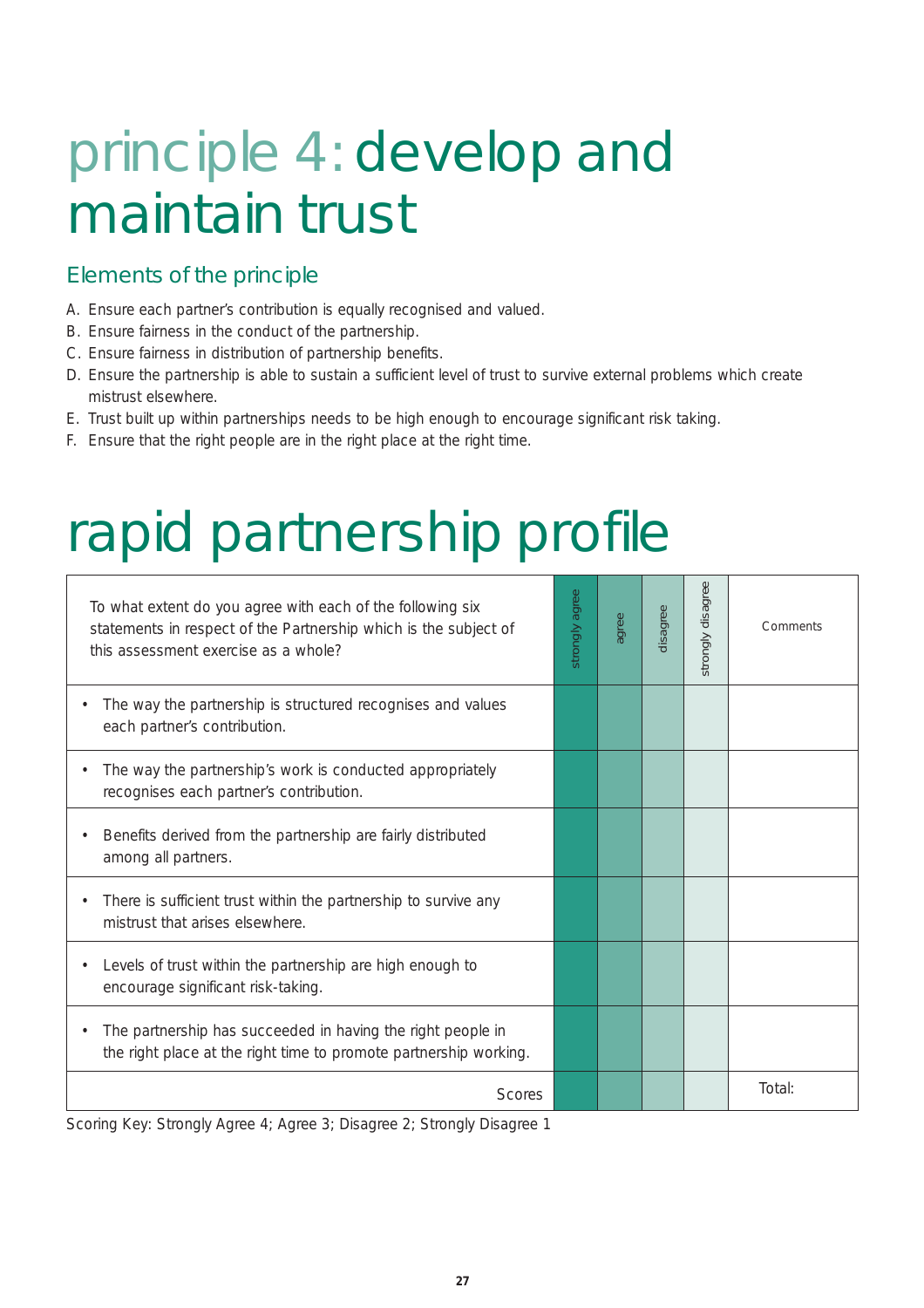# principle 4: develop and maintain trust

## Elements of the principle

A. Ensure each partner's contribution is equally recognised and valued.
B. Ensure fairness in the conduct of the partnership.
C. Ensure fairness in distribution of partnership benefits.
D. Ensure the partnership is able to sustain a sufficient level of trust to survive external problems which create mistrust elsewhere.
E. Trust built up within partnerships needs to be high enough to encourage significant risk taking.
F. Ensure that the right people are in the right place at the right time.

# rapid partnership profile

| To what extent do you agree with each of the following six statements in respect of the Partnership which is the subject of this assessment exercise as a whole? | strongly agree | agree | disagree | strongly disagree | Comments |
|---|---|---|---|---|---|
| • The way the partnership is structured recognises and values each partner's contribution. | | | | | |
| • The way the partnership's work is conducted appropriately recognises each partner's contribution. | | | | | |
| • Benefits derived from the partnership are fairly distributed among all partners. | | | | | |
| • There is sufficient trust within the partnership to survive any mistrust that arises elsewhere. | | | | | |
| • Levels of trust within the partnership are high enough to encourage significant risk-taking. | | | | | |
| • The partnership has succeeded in having the right people in the right place at the right time to promote partnership working. | | | | | |
| Scores | | | | | Total: |

Scoring Key: Strongly Agree 4; Agree 3; Disagree 2; Strongly Disagree 1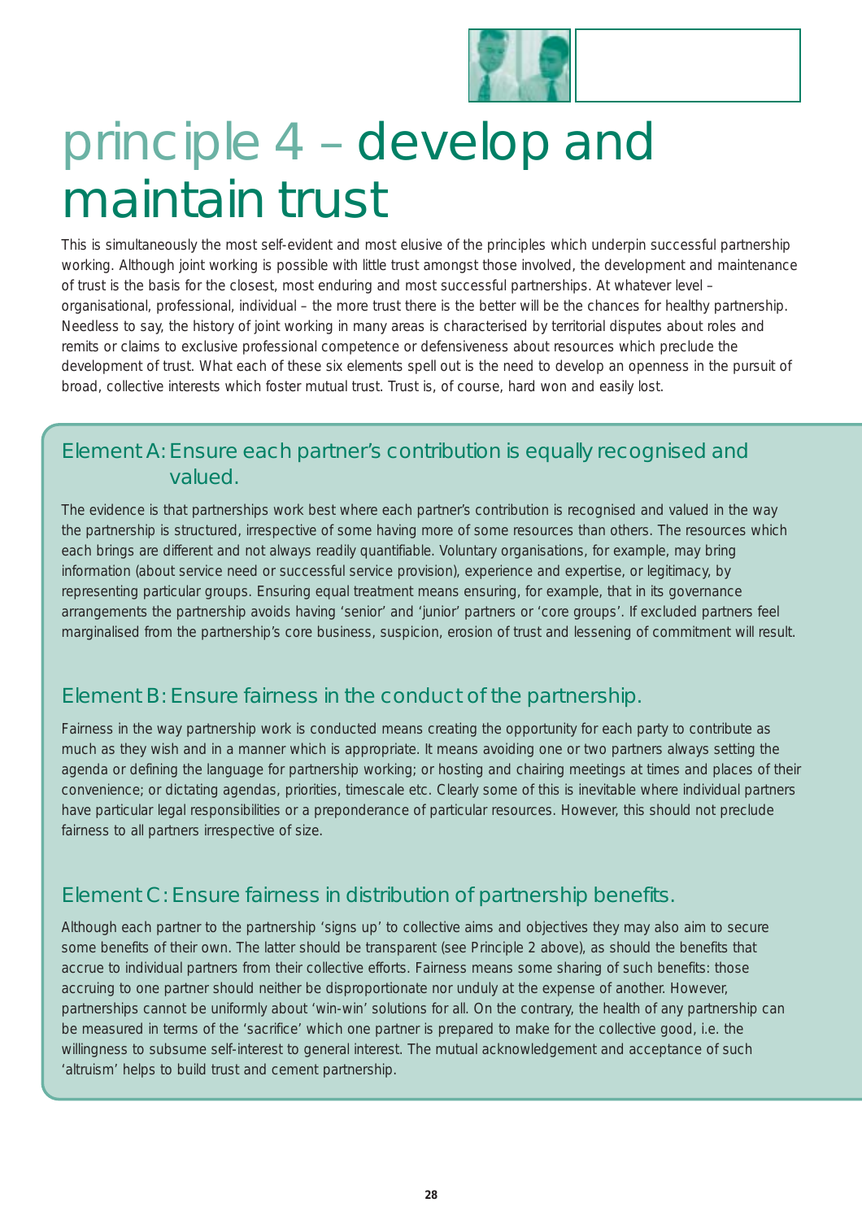# principle 4 – develop and maintain trust

This is simultaneously the most self-evident and most elusive of the principles which underpin successful partnership working. Although joint working is possible with little trust amongst those involved, the development and maintenance of trust is the basis for the closest, most enduring and most successful partnerships. At whatever level – organisational, professional, individual – the more trust there is the better will be the chances for healthy partnership. Needless to say, the history of joint working in many areas is characterised by territorial disputes about roles and remits or claims to exclusive professional competence or defensiveness about resources which preclude the development of trust. What each of these six elements spell out is the need to develop an openness in the pursuit of broad, collective interests which foster mutual trust. Trust is, of course, hard won and easily lost.

## Element A: Ensure each partner's contribution is equally recognised and valued.

The evidence is that partnerships work best where each partner's contribution is recognised and valued in the way the partnership is structured, irrespective of some having more of some resources than others. The resources which each brings are different and not always readily quantifiable. Voluntary organisations, for example, may bring information (about service need or successful service provision), experience and expertise, or legitimacy, by representing particular groups. Ensuring equal treatment means ensuring, for example, that in its governance arrangements the partnership avoids having 'senior' and 'junior' partners or 'core groups'. If excluded partners feel marginalised from the partnership's core business, suspicion, erosion of trust and lessening of commitment will result.

## Element B: Ensure fairness in the conduct of the partnership.

Fairness in the way partnership work is conducted means creating the opportunity for each party to contribute as much as they wish and in a manner which is appropriate. It means avoiding one or two partners always setting the agenda or defining the language for partnership working; or hosting and chairing meetings at times and places of their convenience; or dictating agendas, priorities, timescale etc. Clearly some of this is inevitable where individual partners have particular legal responsibilities or a preponderance of particular resources. However, this should not preclude fairness to all partners irrespective of size.

## Element C: Ensure fairness in distribution of partnership benefits.

Although each partner to the partnership 'signs up' to collective aims and objectives they may also aim to secure some benefits of their own. The latter should be transparent (see Principle 2 above), as should the benefits that accrue to individual partners from their collective efforts. Fairness means some sharing of such benefits: those accruing to one partner should neither be disproportionate nor unduly at the expense of another. However, partnerships cannot be uniformly about 'win-win' solutions for all. On the contrary, the health of any partnership can be measured in terms of the 'sacrifice' which one partner is prepared to make for the collective good, i.e. the willingness to subsume self-interest to general interest. The mutual acknowledgement and acceptance of such 'altruism' helps to build trust and cement partnership.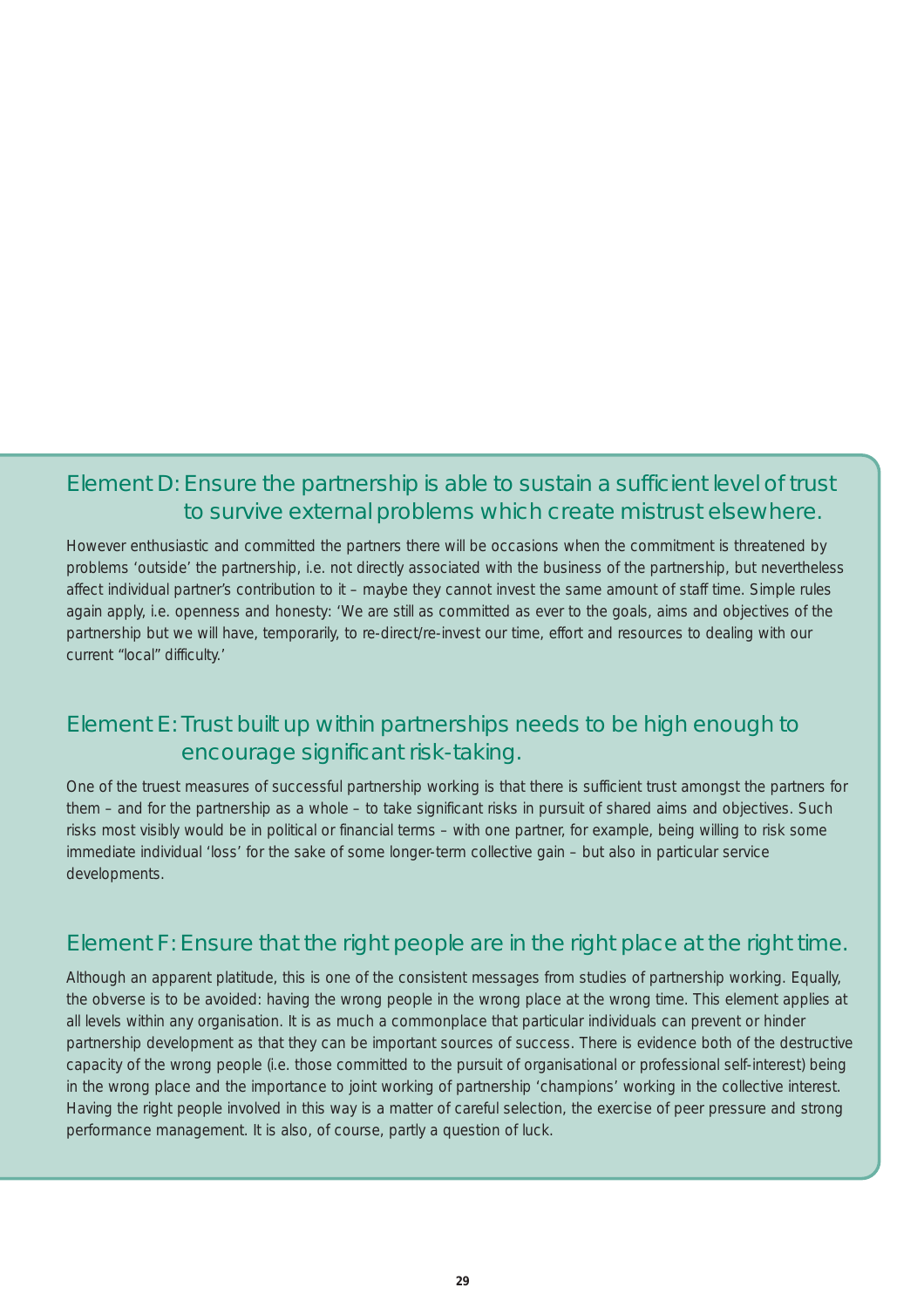## Element D: Ensure the partnership is able to sustain a sufficient level of trust to survive external problems which create mistrust elsewhere.

However enthusiastic and committed the partners there will be occasions when the commitment is threatened by problems 'outside' the partnership, i.e. not directly associated with the business of the partnership, but nevertheless affect individual partner's contribution to it – maybe they cannot invest the same amount of staff time. Simple rules again apply, i.e. openness and honesty: 'We are still as committed as ever to the goals, aims and objectives of the partnership but we will have, temporarily, to re-direct/re-invest our time, effort and resources to dealing with our current "local" difficulty.'

## Element E: Trust built up within partnerships needs to be high enough to encourage significant risk-taking.

One of the truest measures of successful partnership working is that there is sufficient trust amongst the partners for them – and for the partnership as a whole – to take significant risks in pursuit of shared aims and objectives. Such risks most visibly would be in political or financial terms – with one partner, for example, being willing to risk some immediate individual 'loss' for the sake of some longer-term collective gain – but also in particular service developments.

## Element F: Ensure that the right people are in the right place at the right time.

Although an apparent platitude, this is one of the consistent messages from studies of partnership working. Equally, the obverse is to be avoided: having the wrong people in the wrong place at the wrong time. This element applies at all levels within any organisation. It is as much a commonplace that particular individuals can prevent or hinder partnership development as that they can be important sources of success. There is evidence both of the destructive capacity of the wrong people (i.e. those committed to the pursuit of organisational or professional self-interest) being in the wrong place and the importance to joint working of partnership 'champions' working in the collective interest. Having the right people involved in this way is a matter of careful selection, the exercise of peer pressure and strong performance management. It is also, of course, partly a question of luck.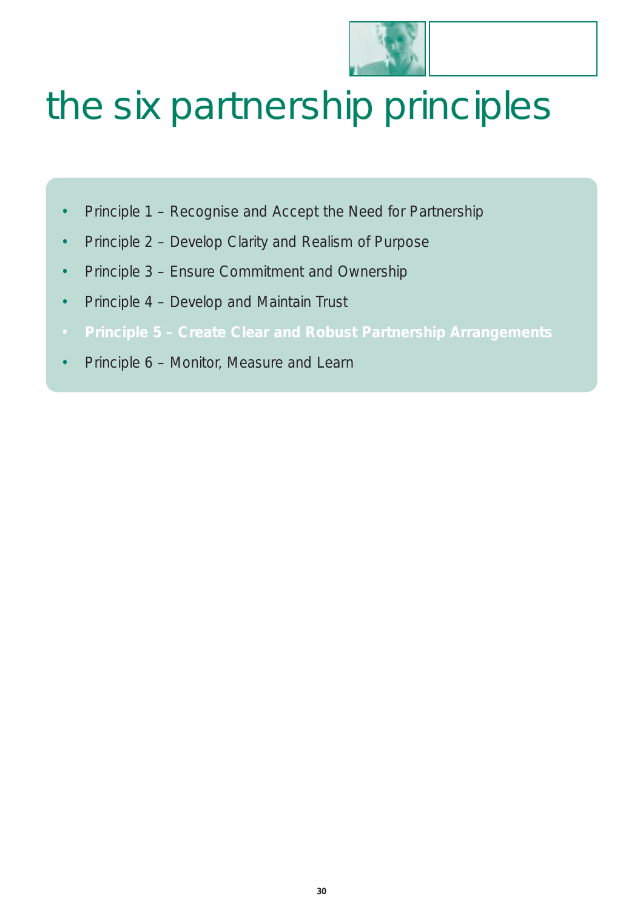# the six partnership principles

- Principle 1 – Recognise and Accept the Need for Partnership
- Principle 2 – Develop Clarity and Realism of Purpose
- Principle 3 – Ensure Commitment and Ownership
- Principle 4 – Develop and Maintain Trust
- **Principle 5 – Create Clear and Robust Partnership Arrangements**
- Principle 6 – Monitor, Measure and Learn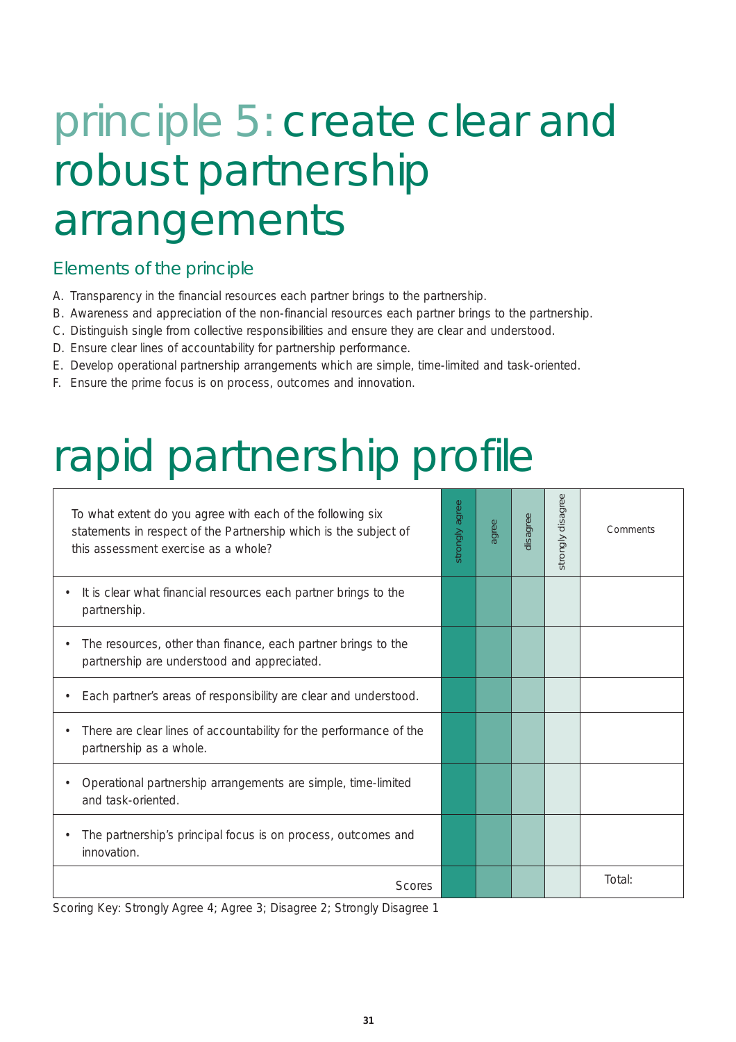# principle 5: create clear and robust partnership arrangements

## Elements of the principle

A. Transparency in the financial resources each partner brings to the partnership.
B. Awareness and appreciation of the non-financial resources each partner brings to the partnership.
C. Distinguish single from collective responsibilities and ensure they are clear and understood.
D. Ensure clear lines of accountability for partnership performance.
E. Develop operational partnership arrangements which are simple, time-limited and task-oriented.
F. Ensure the prime focus is on process, outcomes and innovation.

# rapid partnership profile

| To what extent do you agree with each of the following six statements in respect of the Partnership which is the subject of this assessment exercise as a whole? | strongly agree | agree | disagree | strongly disagree | Comments |
|---|---|---|---|---|---|
| • It is clear what financial resources each partner brings to the partnership. | | | | | |
| • The resources, other than finance, each partner brings to the partnership are understood and appreciated. | | | | | |
| • Each partner's areas of responsibility are clear and understood. | | | | | |
| • There are clear lines of accountability for the performance of the partnership as a whole. | | | | | |
| • Operational partnership arrangements are simple, time-limited and task-oriented. | | | | | |
| • The partnership's principal focus is on process, outcomes and innovation. | | | | | |
| Scores | | | | | Total: |

Scoring Key: Strongly Agree 4; Agree 3; Disagree 2; Strongly Disagree 1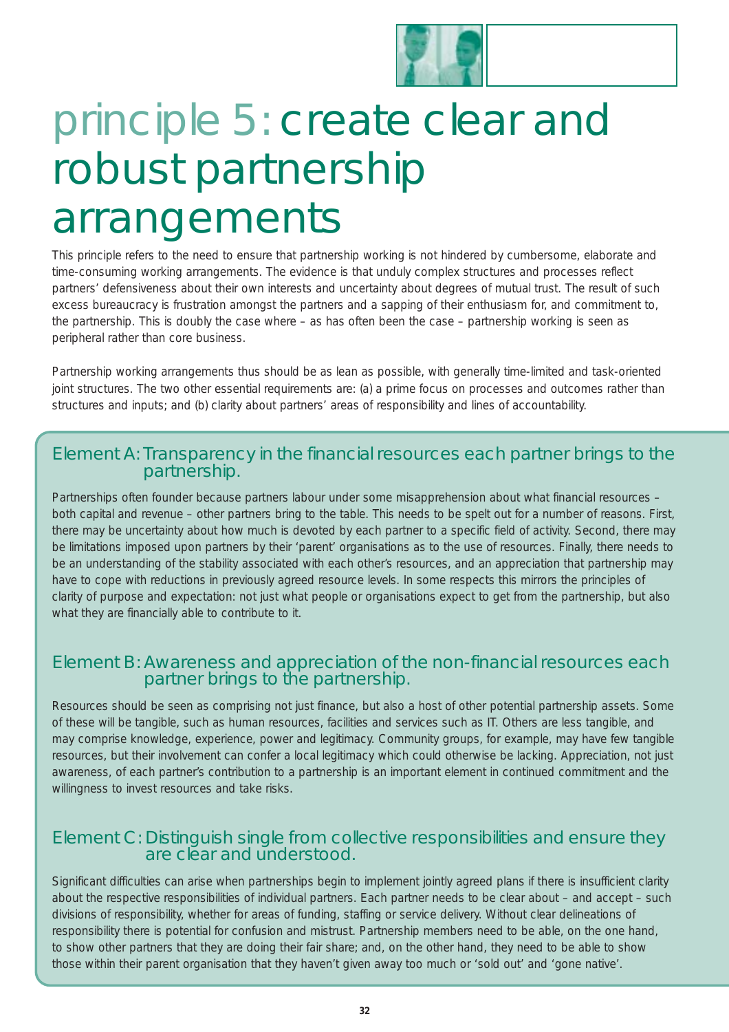# principle 5: create clear and robust partnership arrangements

This principle refers to the need to ensure that partnership working is not hindered by cumbersome, elaborate and time-consuming working arrangements. The evidence is that unduly complex structures and processes reflect partners' defensiveness about their own interests and uncertainty about degrees of mutual trust. The result of such excess bureaucracy is frustration amongst the partners and a sapping of their enthusiasm for, and commitment to, the partnership. This is doubly the case where – as has often been the case – partnership working is seen as peripheral rather than core business.

Partnership working arrangements thus should be as lean as possible, with generally time-limited and task-oriented joint structures. The two other essential requirements are: (a) a prime focus on processes and outcomes rather than structures and inputs; and (b) clarity about partners' areas of responsibility and lines of accountability.

## Element A: Transparency in the financial resources each partner brings to the partnership.

Partnerships often founder because partners labour under some misapprehension about what financial resources – both capital and revenue – other partners bring to the table. This needs to be spelt out for a number of reasons. First, there may be uncertainty about how much is devoted by each partner to a specific field of activity. Second, there may be limitations imposed upon partners by their 'parent' organisations as to the use of resources. Finally, there needs to be an understanding of the stability associated with each other's resources, and an appreciation that partnership may have to cope with reductions in previously agreed resource levels. In some respects this mirrors the principles of clarity of purpose and expectation: not just what people or organisations expect to get from the partnership, but also what they are financially able to contribute to it.

## Element B: Awareness and appreciation of the non-financial resources each partner brings to the partnership.

Resources should be seen as comprising not just finance, but also a host of other potential partnership assets. Some of these will be tangible, such as human resources, facilities and services such as IT. Others are less tangible, and may comprise knowledge, experience, power and legitimacy. Community groups, for example, may have few tangible resources, but their involvement can confer a local legitimacy which could otherwise be lacking. Appreciation, not just awareness, of each partner's contribution to a partnership is an important element in continued commitment and the willingness to invest resources and take risks.

## Element C: Distinguish single from collective responsibilities and ensure they are clear and understood.

Significant difficulties can arise when partnerships begin to implement jointly agreed plans if there is insufficient clarity about the respective responsibilities of individual partners. Each partner needs to be clear about – and accept – such divisions of responsibility, whether for areas of funding, staffing or service delivery. Without clear delineations of responsibility there is potential for confusion and mistrust. Partnership members need to be able, on the one hand, to show other partners that they are doing their fair share; and, on the other hand, they need to be able to show those within their parent organisation that they haven't given away too much or 'sold out' and 'gone native'.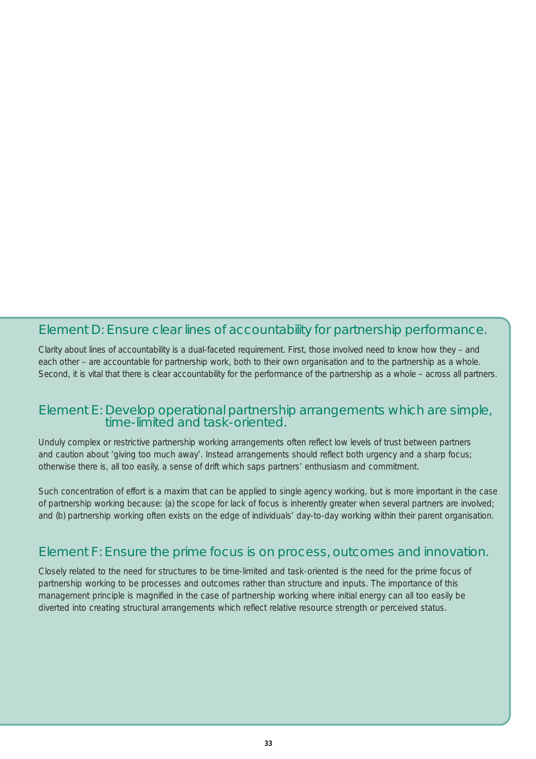## Element D: Ensure clear lines of accountability for partnership performance.

Clarity about lines of accountability is a dual-faceted requirement. First, those involved need to know how they – and each other – are accountable for partnership work, both to their own organisation and to the partnership as a whole. Second, it is vital that there is clear accountability for the performance of the partnership as a whole – across all partners.

## Element E: Develop operational partnership arrangements which are simple, time-limited and task-oriented.

Unduly complex or restrictive partnership working arrangements often reflect low levels of trust between partners and caution about 'giving too much away'. Instead arrangements should reflect both urgency and a sharp focus; otherwise there is, all too easily, a sense of drift which saps partners' enthusiasm and commitment.

Such concentration of effort is a maxim that can be applied to single agency working, but is more important in the case of partnership working because: (a) the scope for lack of focus is inherently greater when several partners are involved; and (b) partnership working often exists on the edge of individuals' day-to-day working within their parent organisation.

## Element F: Ensure the prime focus is on process, outcomes and innovation.

Closely related to the need for structures to be time-limited and task-oriented is the need for the prime focus of partnership working to be processes and outcomes rather than structure and inputs. The importance of this management principle is magnified in the case of partnership working where initial energy can all too easily be diverted into creating structural arrangements which reflect relative resource strength or perceived status.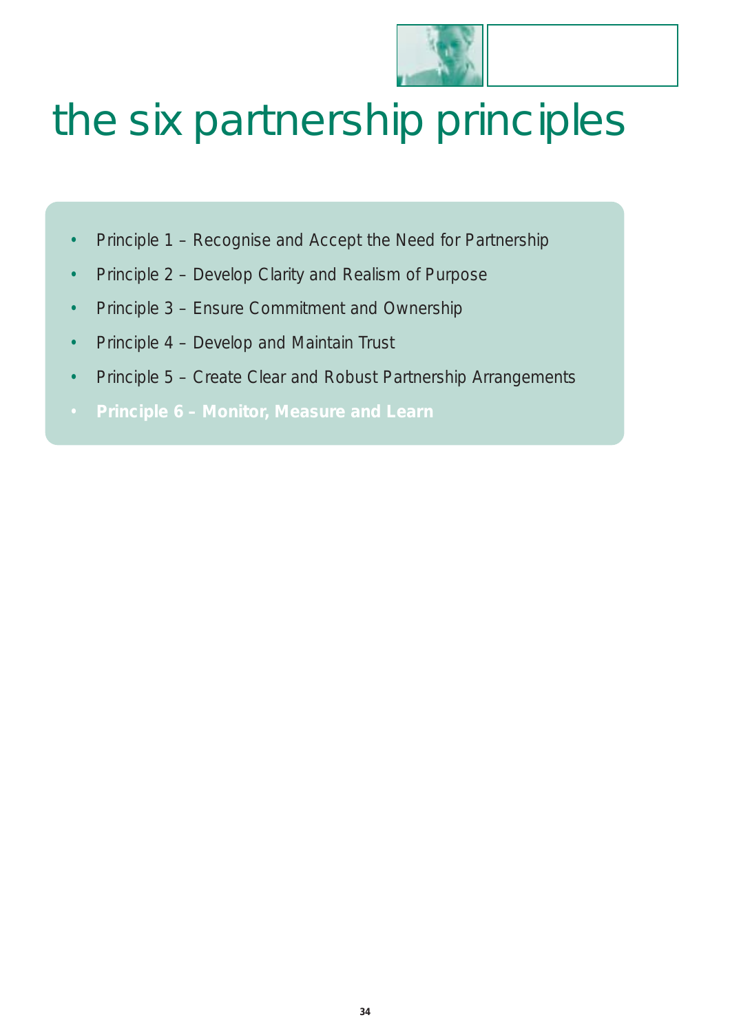# the six partnership principles

- Principle 1 – Recognise and Accept the Need for Partnership
- Principle 2 – Develop Clarity and Realism of Purpose
- Principle 3 – Ensure Commitment and Ownership
- Principle 4 – Develop and Maintain Trust
- Principle 5 – Create Clear and Robust Partnership Arrangements
- **Principle 6 – Monitor, Measure and Learn**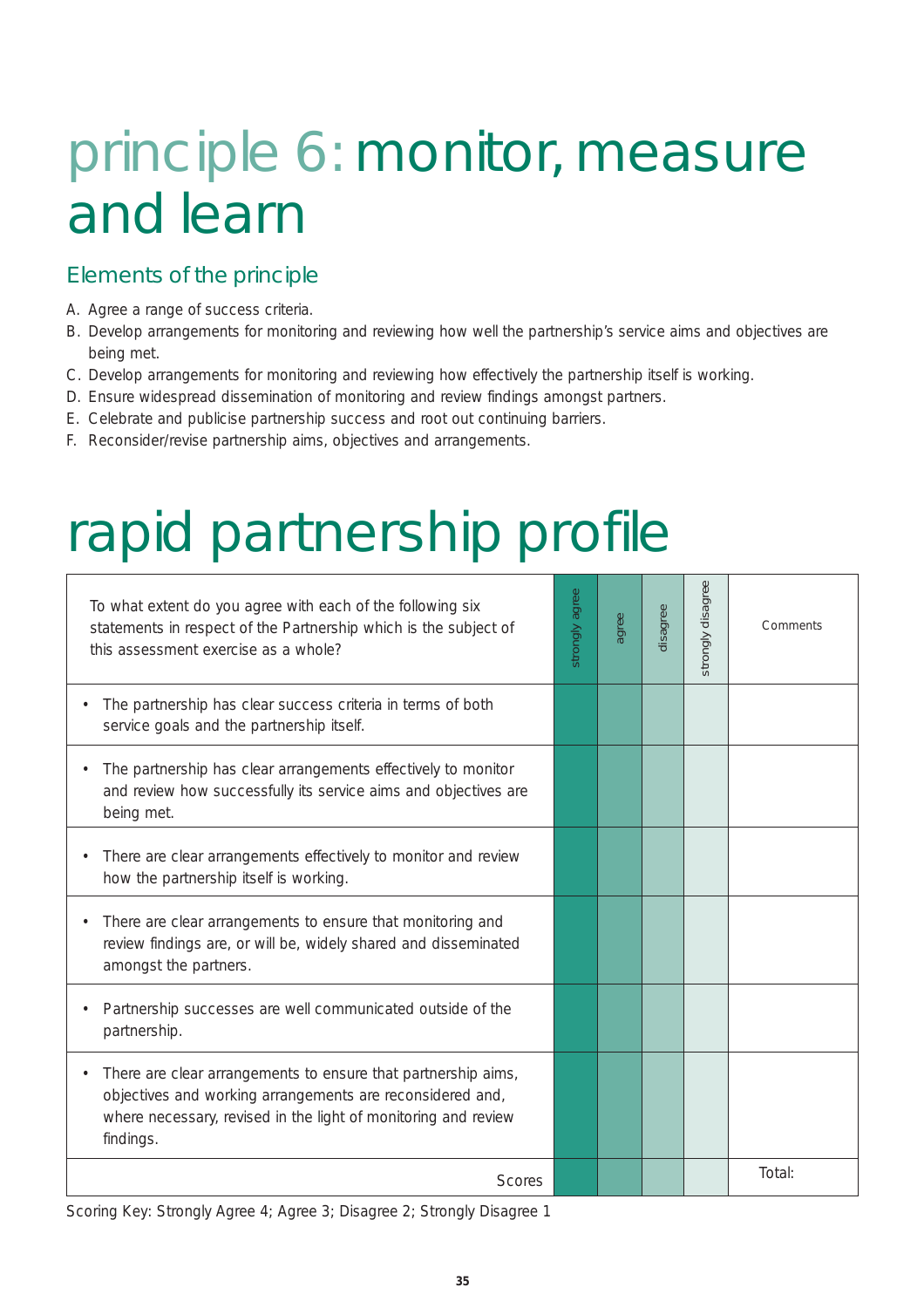# principle 6: monitor, measure and learn

## Elements of the principle

A. Agree a range of success criteria.
B. Develop arrangements for monitoring and reviewing how well the partnership's service aims and objectives are being met.
C. Develop arrangements for monitoring and reviewing how effectively the partnership itself is working.
D. Ensure widespread dissemination of monitoring and review findings amongst partners.
E. Celebrate and publicise partnership success and root out continuing barriers.
F. Reconsider/revise partnership aims, objectives and arrangements.

# rapid partnership profile

| To what extent do you agree with each of the following six statements in respect of the Partnership which is the subject of this assessment exercise as a whole? | strongly agree | agree | disagree | strongly disagree | Comments |
|---|---|---|---|---|---|
| • The partnership has clear success criteria in terms of both service goals and the partnership itself. | | | | | |
| • The partnership has clear arrangements effectively to monitor and review how successfully its service aims and objectives are being met. | | | | | |
| • There are clear arrangements effectively to monitor and review how the partnership itself is working. | | | | | |
| • There are clear arrangements to ensure that monitoring and review findings are, or will be, widely shared and disseminated amongst the partners. | | | | | |
| • Partnership successes are well communicated outside of the partnership. | | | | | |
| • There are clear arrangements to ensure that partnership aims, objectives and working arrangements are reconsidered and, where necessary, revised in the light of monitoring and review findings. | | | | | |
| Scores | | | | | Total: |

Scoring Key: Strongly Agree 4; Agree 3; Disagree 2; Strongly Disagree 1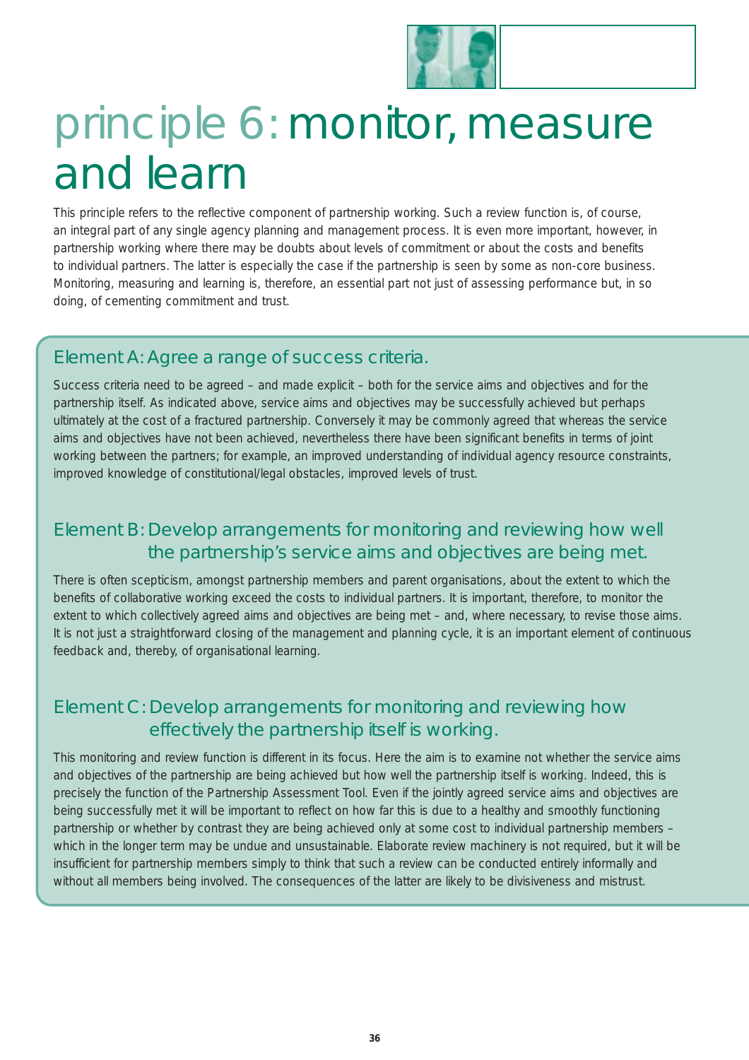# principle 6: monitor, measure and learn

This principle refers to the reflective component of partnership working. Such a review function is, of course, an integral part of any single agency planning and management process. It is even more important, however, in partnership working where there may be doubts about levels of commitment or about the costs and benefits to individual partners. The latter is especially the case if the partnership is seen by some as non-core business. Monitoring, measuring and learning is, therefore, an essential part not just of assessing performance but, in so doing, of cementing commitment and trust.

## Element A: Agree a range of success criteria.

Success criteria need to be agreed – and made explicit – both for the service aims and objectives and for the partnership itself. As indicated above, service aims and objectives may be successfully achieved but perhaps ultimately at the cost of a fractured partnership. Conversely it may be commonly agreed that whereas the service aims and objectives have not been achieved, nevertheless there have been significant benefits in terms of joint working between the partners; for example, an improved understanding of individual agency resource constraints, improved knowledge of constitutional/legal obstacles, improved levels of trust.

## Element B: Develop arrangements for monitoring and reviewing how well the partnership's service aims and objectives are being met.

There is often scepticism, amongst partnership members and parent organisations, about the extent to which the benefits of collaborative working exceed the costs to individual partners. It is important, therefore, to monitor the extent to which collectively agreed aims and objectives are being met – and, where necessary, to revise those aims. It is not just a straightforward closing of the management and planning cycle, it is an important element of continuous feedback and, thereby, of organisational learning.

## Element C: Develop arrangements for monitoring and reviewing how effectively the partnership itself is working.

This monitoring and review function is different in its focus. Here the aim is to examine not whether the service aims and objectives of the partnership are being achieved but how well the partnership itself is working. Indeed, this is precisely the function of the Partnership Assessment Tool. Even if the jointly agreed service aims and objectives are being successfully met it will be important to reflect on how far this is due to a healthy and smoothly functioning partnership or whether by contrast they are being achieved only at some cost to individual partnership members – which in the longer term may be undue and unsustainable. Elaborate review machinery is not required, but it will be insufficient for partnership members simply to think that such a review can be conducted entirely informally and without all members being involved. The consequences of the latter are likely to be divisiveness and mistrust.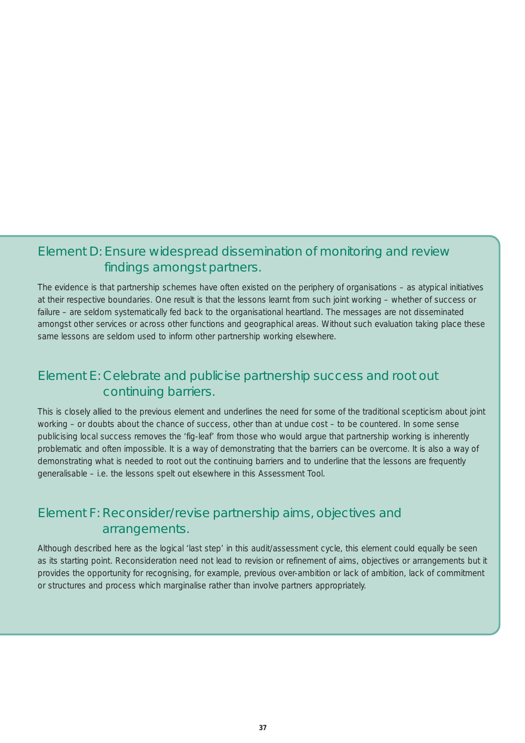## Element D: Ensure widespread dissemination of monitoring and review findings amongst partners.

The evidence is that partnership schemes have often existed on the periphery of organisations – as atypical initiatives at their respective boundaries. One result is that the lessons learnt from such joint working – whether of success or failure – are seldom systematically fed back to the organisational heartland. The messages are not disseminated amongst other services or across other functions and geographical areas. Without such evaluation taking place these same lessons are seldom used to inform other partnership working elsewhere.

## Element E: Celebrate and publicise partnership success and root out continuing barriers.

This is closely allied to the previous element and underlines the need for some of the traditional scepticism about joint working – or doubts about the chance of success, other than at undue cost – to be countered. In some sense publicising local success removes the 'fig-leaf' from those who would argue that partnership working is inherently problematic and often impossible. It is a way of demonstrating that the barriers can be overcome. It is also a way of demonstrating what is needed to root out the continuing barriers and to underline that the lessons are frequently generalisable – i.e. the lessons spelt out elsewhere in this Assessment Tool.

## Element F: Reconsider/revise partnership aims, objectives and arrangements.

Although described here as the logical 'last step' in this audit/assessment cycle, this element could equally be seen as its starting point. Reconsideration need not lead to revision or refinement of aims, objectives or arrangements but it provides the opportunity for recognising, for example, previous over-ambition or lack of ambition, lack of commitment or structures and process which marginalise rather than involve partners appropriately.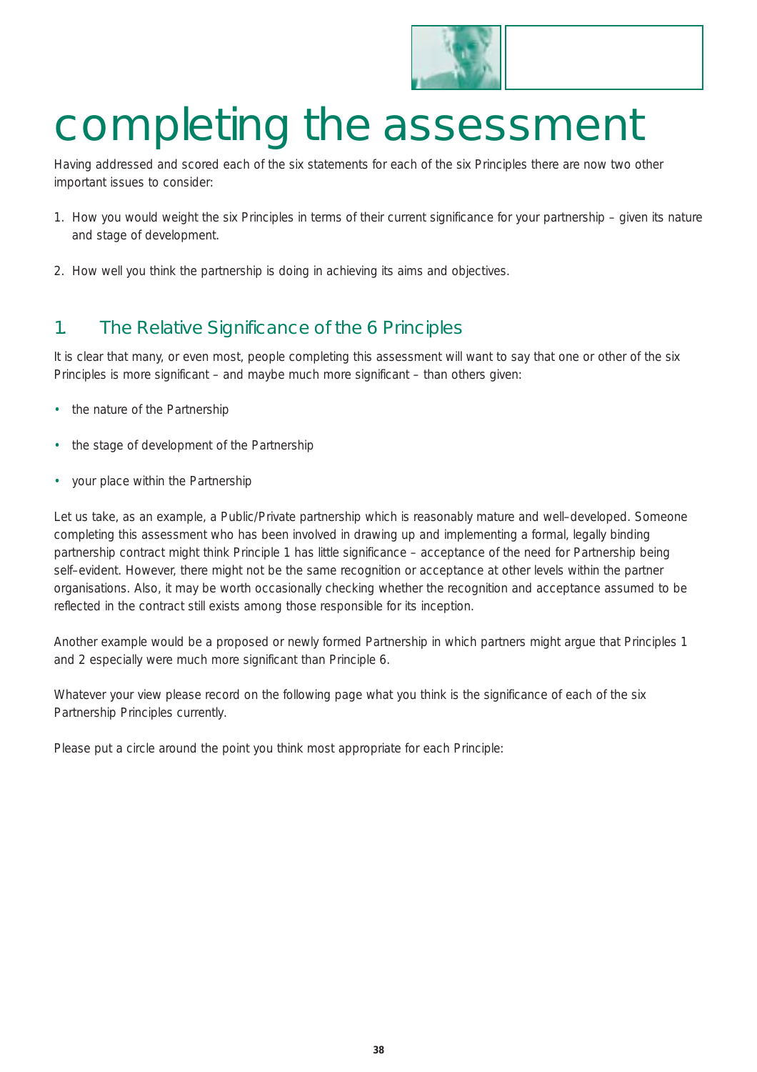# completing the assessment

Having addressed and scored each of the six statements for each of the six Principles there are now two other important issues to consider:

1. How you would weight the six Principles in terms of their current significance for your partnership – given its nature and stage of development.

2. How well you think the partnership is doing in achieving its aims and objectives.

## 1. The Relative Significance of the 6 Principles

It is clear that many, or even most, people completing this assessment will want to say that one or other of the six Principles is more significant – and maybe much more significant – than others given:

- the nature of the Partnership
- the stage of development of the Partnership
- your place within the Partnership

Let us take, as an example, a Public/Private partnership which is reasonably mature and well–developed. Someone completing this assessment who has been involved in drawing up and implementing a formal, legally binding partnership contract might think Principle 1 has little significance – acceptance of the need for Partnership being self–evident. However, there might not be the same recognition or acceptance at other levels within the partner organisations. Also, it may be worth occasionally checking whether the recognition and acceptance assumed to be reflected in the contract still exists among those responsible for its inception.

Another example would be a proposed or newly formed Partnership in which partners might argue that Principles 1 and 2 especially were much more significant than Principle 6.

Whatever your view please record on the following page what you think is the significance of each of the six Partnership Principles currently.

Please put a circle around the point you think most appropriate for each Principle: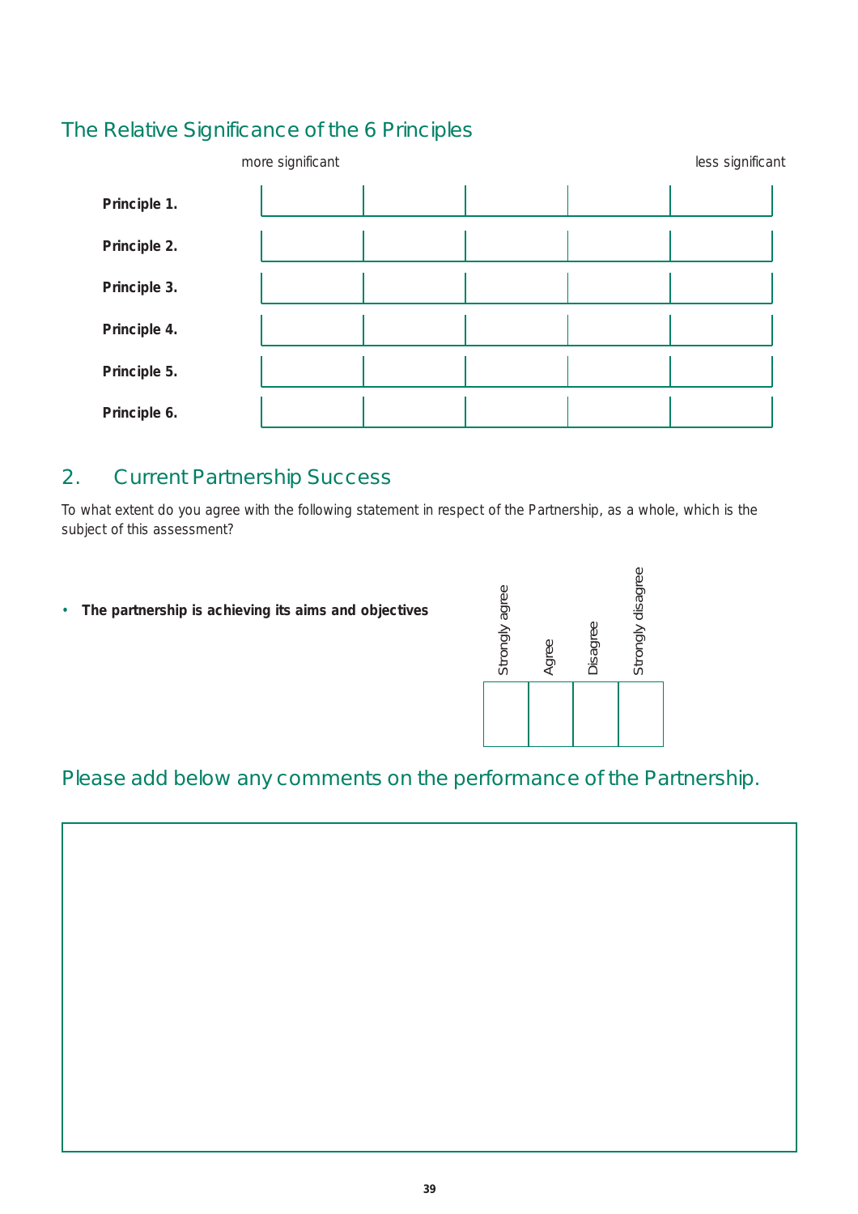## The Relative Significance of the 6 Principles

| | more significant | | | | less significant |
|---|---|---|---|---|---|
| **Principle 1.** | | | | | |
| **Principle 2.** | | | | | |
| **Principle 3.** | | | | | |
| **Principle 4.** | | | | | |
| **Principle 5.** | | | | | |
| **Principle 6.** | | | | | |

## 2. Current Partnership Success

To what extent do you agree with the following statement in respect of the Partnership, as a whole, which is the subject of this assessment?

| | Strongly agree | Agree | Disagree | Strongly disagree |
|---|---|---|---|---|
| • **The partnership is achieving its aims and objectives** | | | | |

## Please add below any comments on the performance of the Partnership.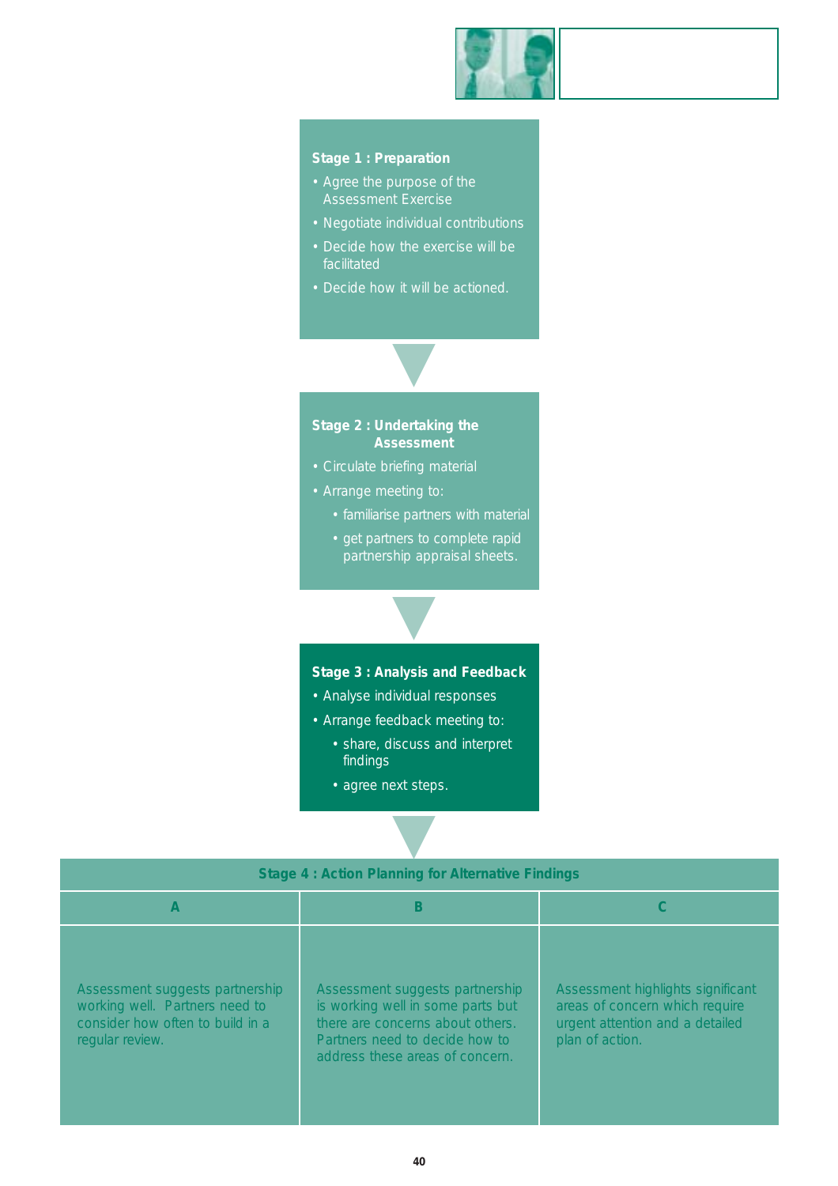**Stage 1 : Preparation**

- Agree the purpose of the Assessment Exercise
- Negotiate individual contributions
- Decide how the exercise will be facilitated
- Decide how it will be actioned.

**Stage 2 : Undertaking the Assessment**

- Circulate briefing material
- Arrange meeting to:
  - familiarise partners with material
  - get partners to complete rapid partnership appraisal sheets.

**Stage 3 : Analysis and Feedback**

- Analyse individual responses
- Arrange feedback meeting to:
  - share, discuss and interpret findings
  - agree next steps.

| Stage 4 : Action Planning for Alternative Findings | | |
|---|---|---|
| **A** | **B** | **C** |
| Assessment suggests partnership working well. Partners need to consider how often to build in a regular review. | Assessment suggests partnership is working well in some parts but there are concerns about others. Partners need to decide how to address these areas of concern. | Assessment highlights significant areas of concern which require urgent attention and a detailed plan of action. |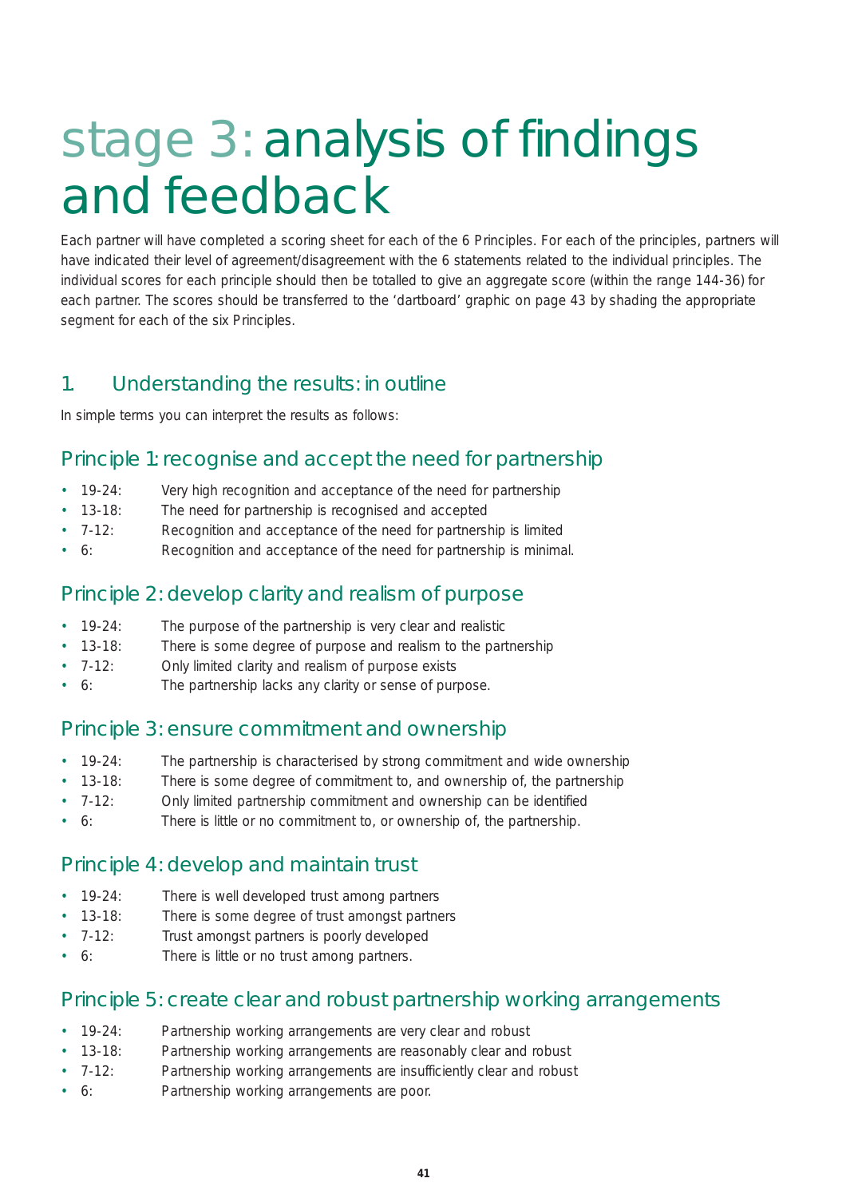# stage 3: analysis of findings and feedback

Each partner will have completed a scoring sheet for each of the 6 Principles. For each of the principles, partners will have indicated their level of agreement/disagreement with the 6 statements related to the individual principles. The individual scores for each principle should then be totalled to give an aggregate score (within the range 144-36) for each partner. The scores should be transferred to the 'dartboard' graphic on page 43 by shading the appropriate segment for each of the six Principles.

## 1. Understanding the results: in outline

In simple terms you can interpret the results as follows:

### Principle 1: recognise and accept the need for partnership

- 19-24: Very high recognition and acceptance of the need for partnership
- 13-18: The need for partnership is recognised and accepted
- 7-12: Recognition and acceptance of the need for partnership is limited
- 6: Recognition and acceptance of the need for partnership is minimal.

### Principle 2: develop clarity and realism of purpose

- 19-24: The purpose of the partnership is very clear and realistic
- 13-18: There is some degree of purpose and realism to the partnership
- 7-12: Only limited clarity and realism of purpose exists
- 6: The partnership lacks any clarity or sense of purpose.

### Principle 3: ensure commitment and ownership

- 19-24: The partnership is characterised by strong commitment and wide ownership
- 13-18: There is some degree of commitment to, and ownership of, the partnership
- 7-12: Only limited partnership commitment and ownership can be identified
- 6: There is little or no commitment to, or ownership of, the partnership.

### Principle 4: develop and maintain trust

- 19-24: There is well developed trust among partners
- 13-18: There is some degree of trust amongst partners
- 7-12: Trust amongst partners is poorly developed
- 6: There is little or no trust among partners.

### Principle 5: create clear and robust partnership working arrangements

- 19-24: Partnership working arrangements are very clear and robust
- 13-18: Partnership working arrangements are reasonably clear and robust
- 7-12: Partnership working arrangements are insufficiently clear and robust
- 6: Partnership working arrangements are poor.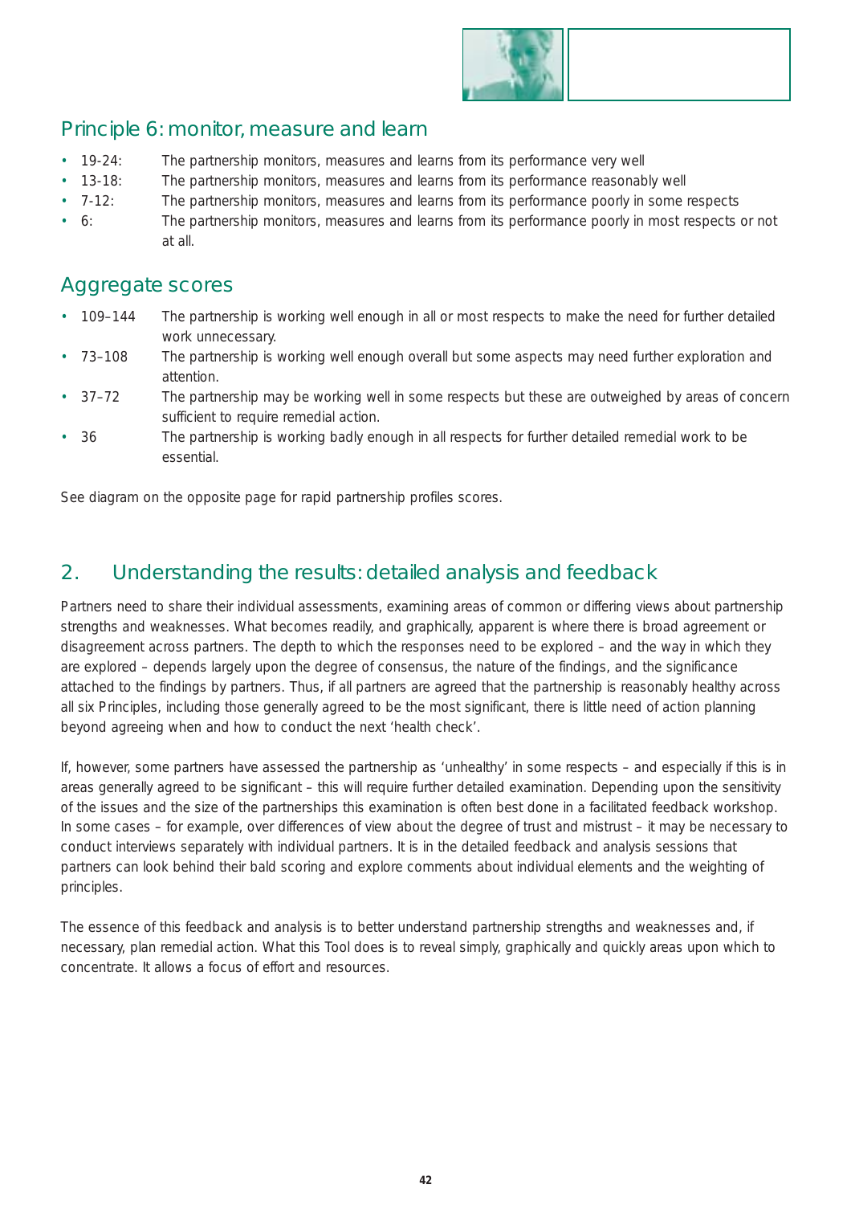## Principle 6: monitor, measure and learn

- 19-24: The partnership monitors, measures and learns from its performance very well
- 13-18: The partnership monitors, measures and learns from its performance reasonably well
- 7-12: The partnership monitors, measures and learns from its performance poorly in some respects
- 6: The partnership monitors, measures and learns from its performance poorly in most respects or not at all.

## Aggregate scores

- 109–144 The partnership is working well enough in all or most respects to make the need for further detailed work unnecessary.
- 73–108 The partnership is working well enough overall but some aspects may need further exploration and attention.
- 37–72 The partnership may be working well in some respects but these are outweighed by areas of concern sufficient to require remedial action.
- 36 The partnership is working badly enough in all respects for further detailed remedial work to be essential.

See diagram on the opposite page for rapid partnership profiles scores.

## 2. Understanding the results: detailed analysis and feedback

Partners need to share their individual assessments, examining areas of common or differing views about partnership strengths and weaknesses. What becomes readily, and graphically, apparent is where there is broad agreement or disagreement across partners. The depth to which the responses need to be explored – and the way in which they are explored – depends largely upon the degree of consensus, the nature of the findings, and the significance attached to the findings by partners. Thus, if all partners are agreed that the partnership is reasonably healthy across all six Principles, including those generally agreed to be the most significant, there is little need of action planning beyond agreeing when and how to conduct the next 'health check'.

If, however, some partners have assessed the partnership as 'unhealthy' in some respects – and especially if this is in areas generally agreed to be significant – this will require further detailed examination. Depending upon the sensitivity of the issues and the size of the partnerships this examination is often best done in a facilitated feedback workshop. In some cases – for example, over differences of view about the degree of trust and mistrust – it may be necessary to conduct interviews separately with individual partners. It is in the detailed feedback and analysis sessions that partners can look behind their bald scoring and explore comments about individual elements and the weighting of principles.

The essence of this feedback and analysis is to better understand partnership strengths and weaknesses and, if necessary, plan remedial action. What this Tool does is to reveal simply, graphically and quickly areas upon which to concentrate. It allows a focus of effort and resources.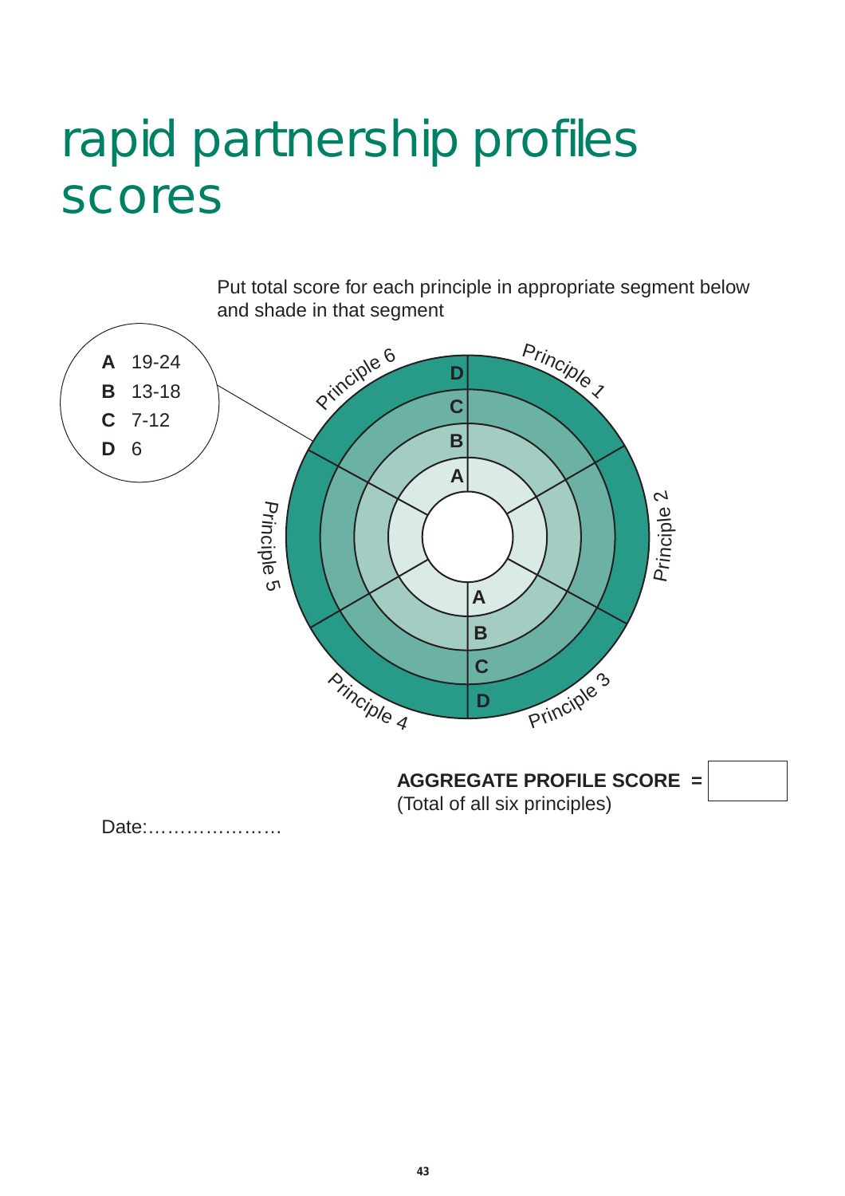# rapid partnership profiles scores

Put total score for each principle in appropriate segment below and shade in that segment

| | |
|---|---|
| **A** | 19-24 |
| **B** | 13-18 |
| **C** | 7-12 |
| **D** | 6 |

Principle 1, Principle 2, Principle 3, Principle 4, Principle 5, Principle 6

A B C D

**AGGREGATE PROFILE SCORE =**
(Total of all six principles)

Date:…………………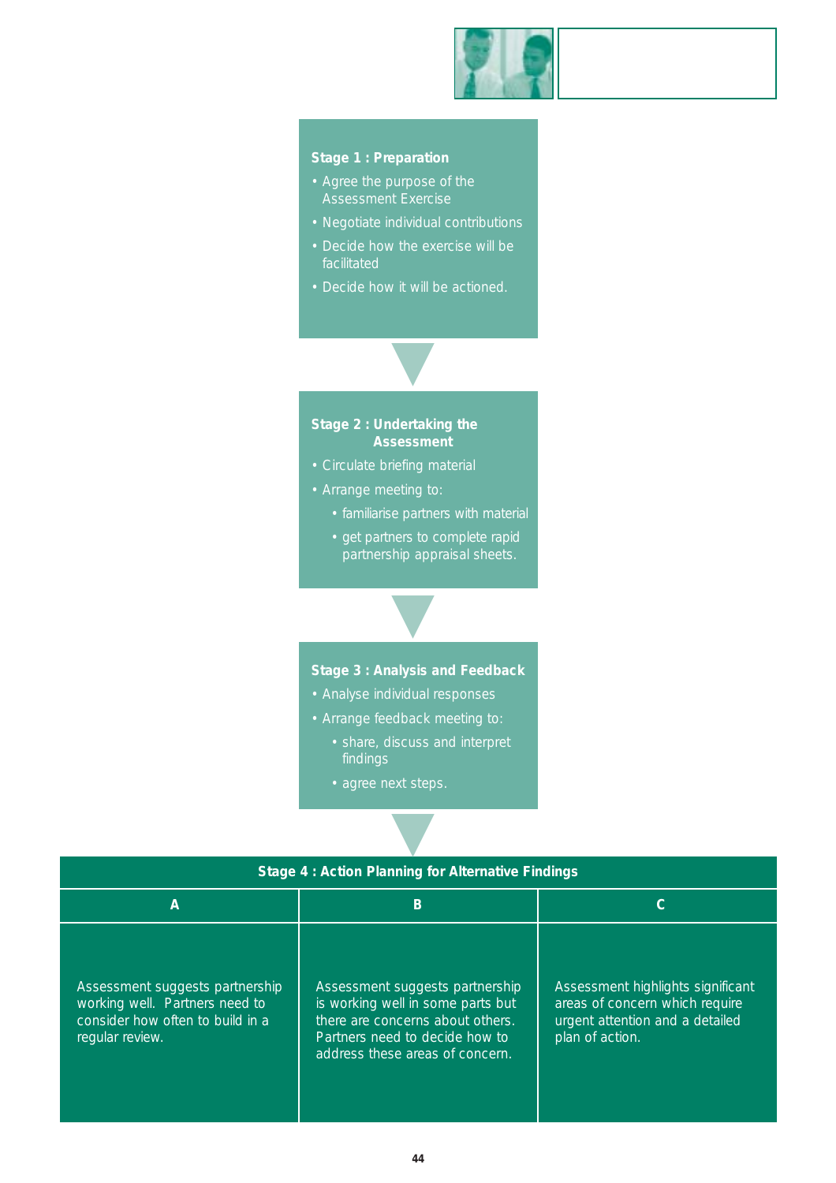**Stage 1 : Preparation**

- Agree the purpose of the Assessment Exercise
- Negotiate individual contributions
- Decide how the exercise will be facilitated
- Decide how it will be actioned.

**Stage 2 : Undertaking the Assessment**

- Circulate briefing material
- Arrange meeting to:
  - familiarise partners with material
  - get partners to complete rapid partnership appraisal sheets.

**Stage 3 : Analysis and Feedback**

- Analyse individual responses
- Arrange feedback meeting to:
  - share, discuss and interpret findings
  - agree next steps.

| Stage 4 : Action Planning for Alternative Findings | | |
|---|---|---|
| **A** | **B** | **C** |
| Assessment suggests partnership working well. Partners need to consider how often to build in a regular review. | Assessment suggests partnership is working well in some parts but there are concerns about others. Partners need to decide how to address these areas of concern. | Assessment highlights significant areas of concern which require urgent attention and a detailed plan of action. |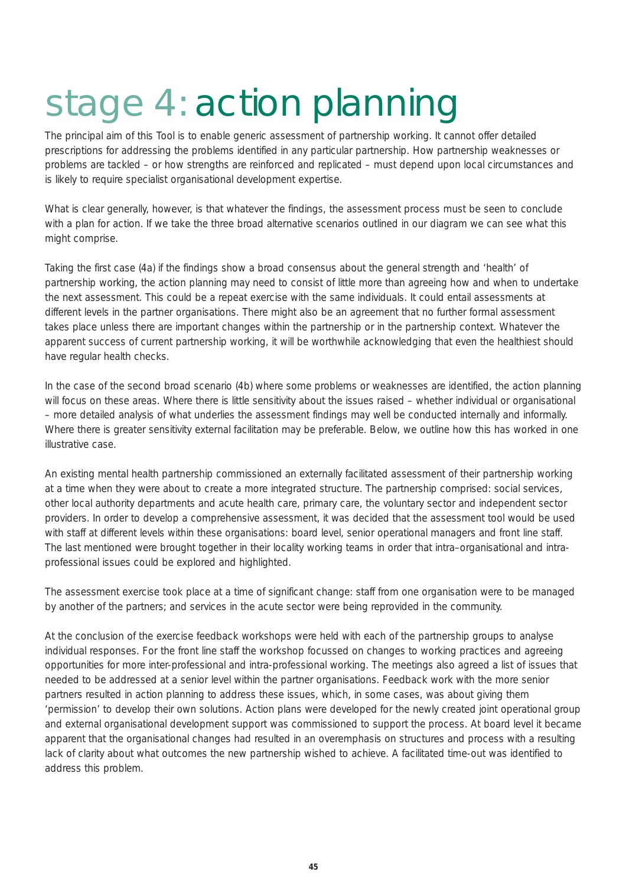# stage 4: action planning

The principal aim of this Tool is to enable generic assessment of partnership working. It cannot offer detailed prescriptions for addressing the problems identified in any particular partnership. How partnership weaknesses or problems are tackled – or how strengths are reinforced and replicated – must depend upon local circumstances and is likely to require specialist organisational development expertise.

What is clear generally, however, is that whatever the findings, the assessment process must be seen to conclude with a plan for action. If we take the three broad alternative scenarios outlined in our diagram we can see what this might comprise.

Taking the first case (4a) if the findings show a broad consensus about the general strength and 'health' of partnership working, the action planning may need to consist of little more than agreeing how and when to undertake the next assessment. This could be a repeat exercise with the same individuals. It could entail assessments at different levels in the partner organisations. There might also be an agreement that no further formal assessment takes place unless there are important changes within the partnership or in the partnership context. Whatever the apparent success of current partnership working, it will be worthwhile acknowledging that even the healthiest should have regular health checks.

In the case of the second broad scenario (4b) where some problems or weaknesses are identified, the action planning will focus on these areas. Where there is little sensitivity about the issues raised – whether individual or organisational – more detailed analysis of what underlies the assessment findings may well be conducted internally and informally. Where there is greater sensitivity external facilitation may be preferable. Below, we outline how this has worked in one illustrative case.

An existing mental health partnership commissioned an externally facilitated assessment of their partnership working at a time when they were about to create a more integrated structure. The partnership comprised: social services, other local authority departments and acute health care, primary care, the voluntary sector and independent sector providers. In order to develop a comprehensive assessment, it was decided that the assessment tool would be used with staff at different levels within these organisations: board level, senior operational managers and front line staff. The last mentioned were brought together in their locality working teams in order that intra–organisational and intra-professional issues could be explored and highlighted.

The assessment exercise took place at a time of significant change: staff from one organisation were to be managed by another of the partners; and services in the acute sector were being reprovided in the community.

At the conclusion of the exercise feedback workshops were held with each of the partnership groups to analyse individual responses. For the front line staff the workshop focussed on changes to working practices and agreeing opportunities for more inter-professional and intra-professional working. The meetings also agreed a list of issues that needed to be addressed at a senior level within the partner organisations. Feedback work with the more senior partners resulted in action planning to address these issues, which, in some cases, was about giving them 'permission' to develop their own solutions. Action plans were developed for the newly created joint operational group and external organisational development support was commissioned to support the process. At board level it became apparent that the organisational changes had resulted in an overemphasis on structures and process with a resulting lack of clarity about what outcomes the new partnership wished to achieve. A facilitated time-out was identified to address this problem.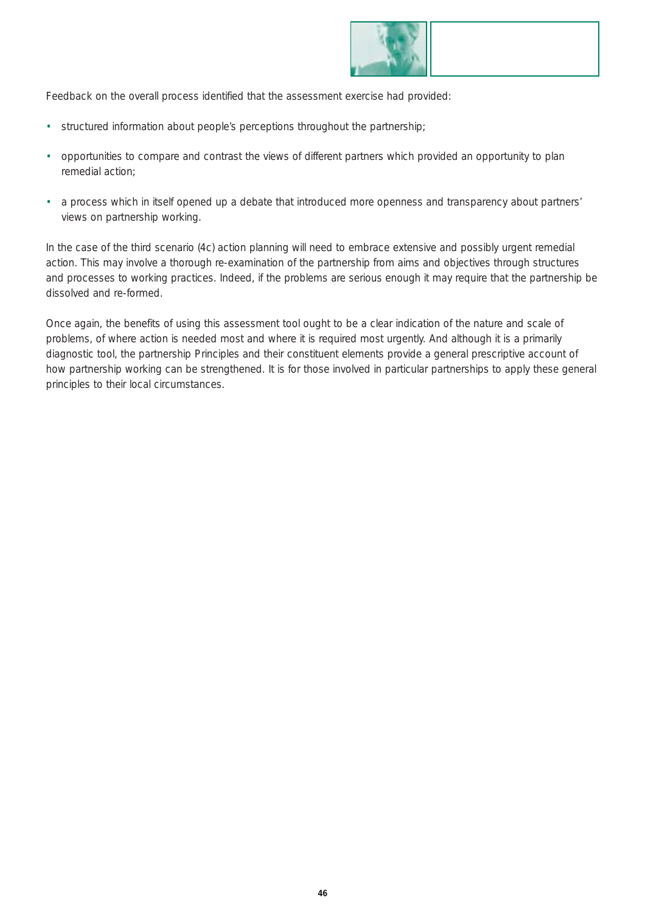Feedback on the overall process identified that the assessment exercise had provided:

- structured information about people's perceptions throughout the partnership;
- opportunities to compare and contrast the views of different partners which provided an opportunity to plan remedial action;
- a process which in itself opened up a debate that introduced more openness and transparency about partners' views on partnership working.

In the case of the third scenario (4c) action planning will need to embrace extensive and possibly urgent remedial action. This may involve a thorough re-examination of the partnership from aims and objectives through structures and processes to working practices. Indeed, if the problems are serious enough it may require that the partnership be dissolved and re-formed.

Once again, the benefits of using this assessment tool ought to be a clear indication of the nature and scale of problems, of where action is needed most and where it is required most urgently. And although it is a primarily diagnostic tool, the partnership Principles and their constituent elements provide a general prescriptive account of how partnership working can be strengthened. It is for those involved in particular partnerships to apply these general principles to their local circumstances.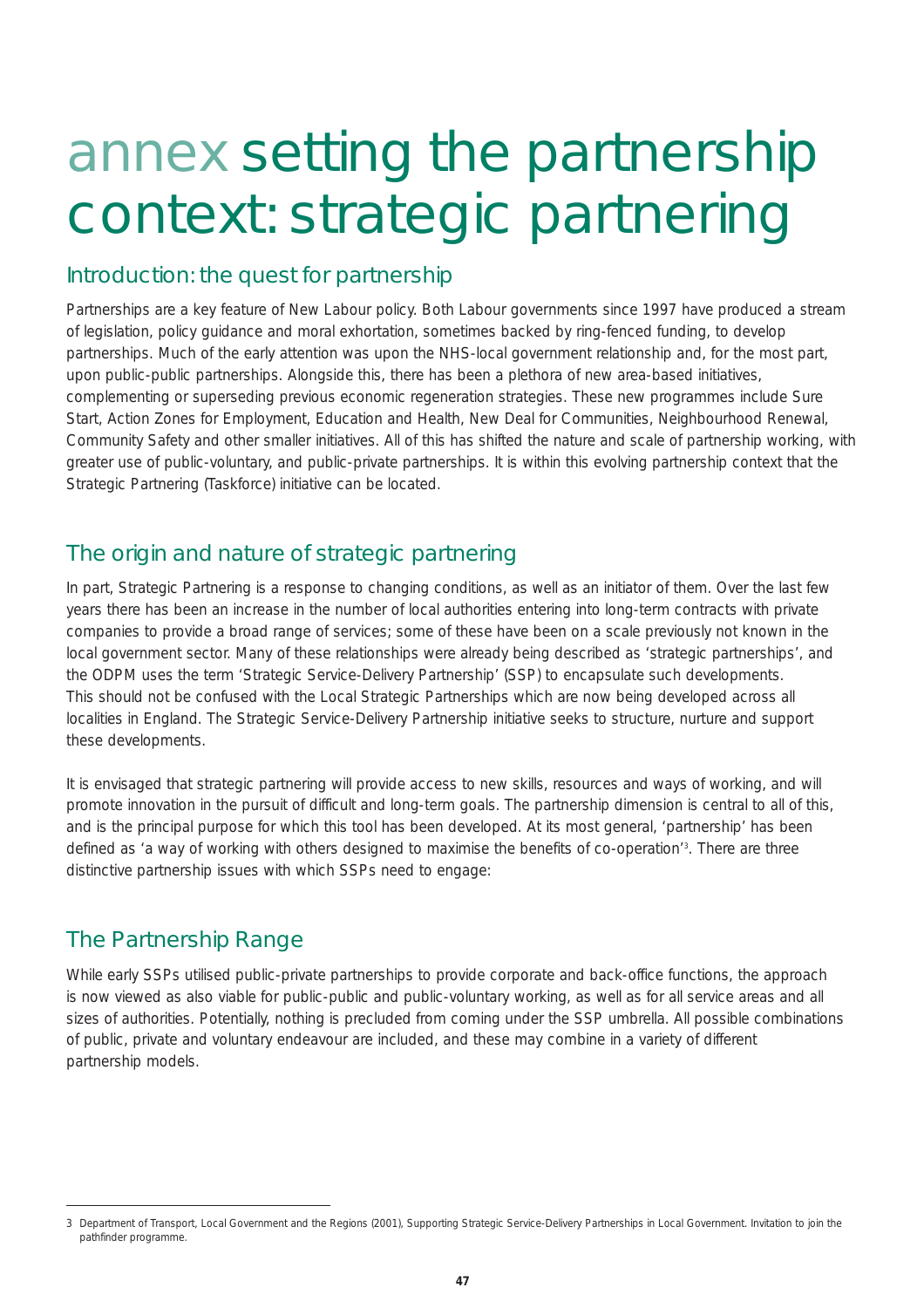# annex setting the partnership context: strategic partnering

## Introduction: the quest for partnership

Partnerships are a key feature of New Labour policy. Both Labour governments since 1997 have produced a stream of legislation, policy guidance and moral exhortation, sometimes backed by ring-fenced funding, to develop partnerships. Much of the early attention was upon the NHS-local government relationship and, for the most part, upon public-public partnerships. Alongside this, there has been a plethora of new area-based initiatives, complementing or superseding previous economic regeneration strategies. These new programmes include Sure Start, Action Zones for Employment, Education and Health, New Deal for Communities, Neighbourhood Renewal, Community Safety and other smaller initiatives. All of this has shifted the nature and scale of partnership working, with greater use of public-voluntary, and public-private partnerships. It is within this evolving partnership context that the Strategic Partnering (Taskforce) initiative can be located.

## The origin and nature of strategic partnering

In part, Strategic Partnering is a response to changing conditions, as well as an initiator of them. Over the last few years there has been an increase in the number of local authorities entering into long-term contracts with private companies to provide a broad range of services; some of these have been on a scale previously not known in the local government sector. Many of these relationships were already being described as 'strategic partnerships', and the ODPM uses the term 'Strategic Service-Delivery Partnership' (SSP) to encapsulate such developments. This should not be confused with the Local Strategic Partnerships which are now being developed across all localities in England. The Strategic Service-Delivery Partnership initiative seeks to structure, nurture and support these developments.

It is envisaged that strategic partnering will provide access to new skills, resources and ways of working, and will promote innovation in the pursuit of difficult and long-term goals. The partnership dimension is central to all of this, and is the principal purpose for which this tool has been developed. At its most general, 'partnership' has been defined as 'a way of working with others designed to maximise the benefits of co-operation'[3]. There are three distinctive partnership issues with which SSPs need to engage:

## The Partnership Range

While early SSPs utilised public-private partnerships to provide corporate and back-office functions, the approach is now viewed as also viable for public-public and public-voluntary working, as well as for all service areas and all sizes of authorities. Potentially, nothing is precluded from coming under the SSP umbrella. All possible combinations of public, private and voluntary endeavour are included, and these may combine in a variety of different partnership models.

---

3 Department of Transport, Local Government and the Regions (2001), Supporting Strategic Service-Delivery Partnerships in Local Government. Invitation to join the pathfinder programme.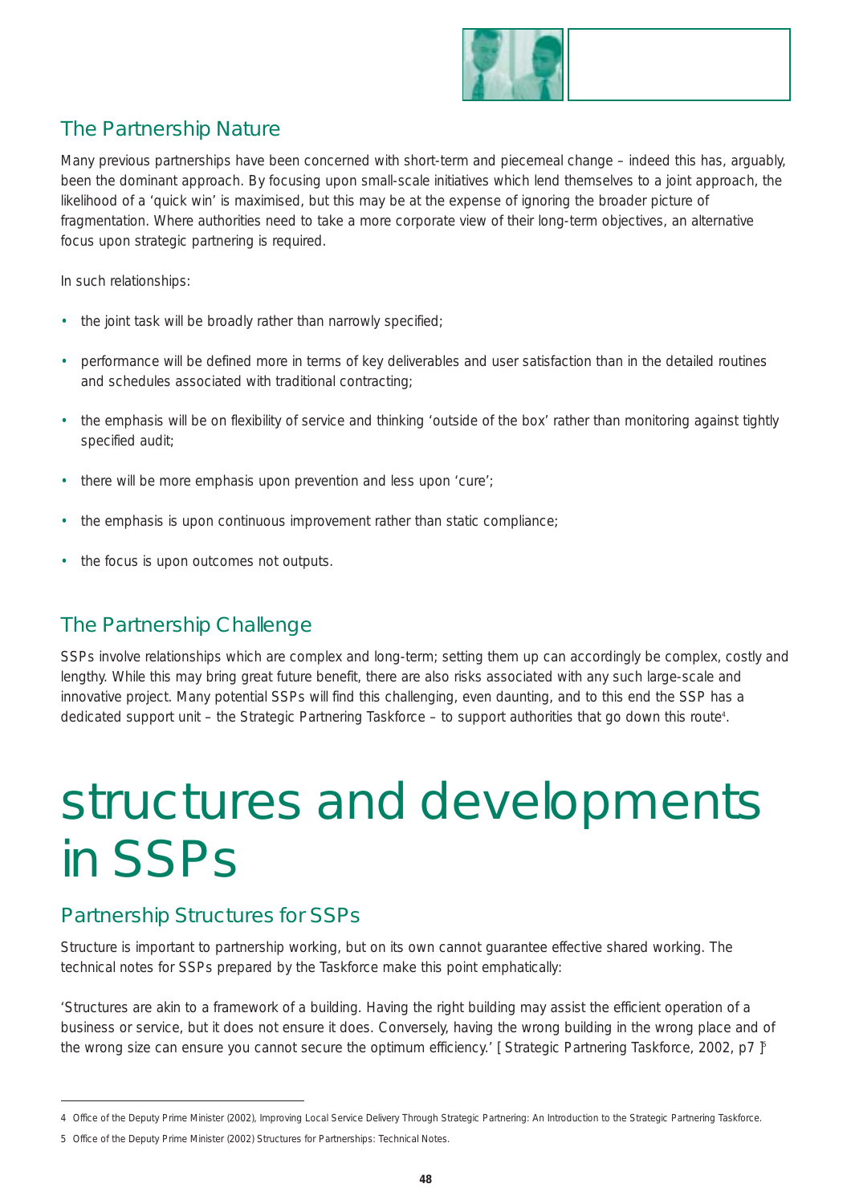## The Partnership Nature

Many previous partnerships have been concerned with short-term and piecemeal change – indeed this has, arguably, been the dominant approach. By focusing upon small-scale initiatives which lend themselves to a joint approach, the likelihood of a 'quick win' is maximised, but this may be at the expense of ignoring the broader picture of fragmentation. Where authorities need to take a more corporate view of their long-term objectives, an alternative focus upon strategic partnering is required.

In such relationships:

- the joint task will be broadly rather than narrowly specified;
- performance will be defined more in terms of key deliverables and user satisfaction than in the detailed routines and schedules associated with traditional contracting;
- the emphasis will be on flexibility of service and thinking 'outside of the box' rather than monitoring against tightly specified audit;
- there will be more emphasis upon prevention and less upon 'cure';
- the emphasis is upon continuous improvement rather than static compliance;
- the focus is upon outcomes not outputs.

## The Partnership Challenge

SSPs involve relationships which are complex and long-term; setting them up can accordingly be complex, costly and lengthy. While this may bring great future benefit, there are also risks associated with any such large-scale and innovative project. Many potential SSPs will find this challenging, even daunting, and to this end the SSP has a dedicated support unit – the Strategic Partnering Taskforce – to support authorities that go down this route[4].

# structures and developments in SSPs

## Partnership Structures for SSPs

Structure is important to partnership working, but on its own cannot guarantee effective shared working. The technical notes for SSPs prepared by the Taskforce make this point emphatically:

'Structures are akin to a framework of a building. Having the right building may assist the efficient operation of a business or service, but it does not ensure it does. Conversely, having the wrong building in the wrong place and of the wrong size can ensure you cannot secure the optimum efficiency.' [Strategic Partnering Taskforce, 2002, p7 ][5]

---

4 Office of the Deputy Prime Minister (2002), Improving Local Service Delivery Through Strategic Partnering: An Introduction to the Strategic Partnering Taskforce.

5 Office of the Deputy Prime Minister (2002) Structures for Partnerships: Technical Notes.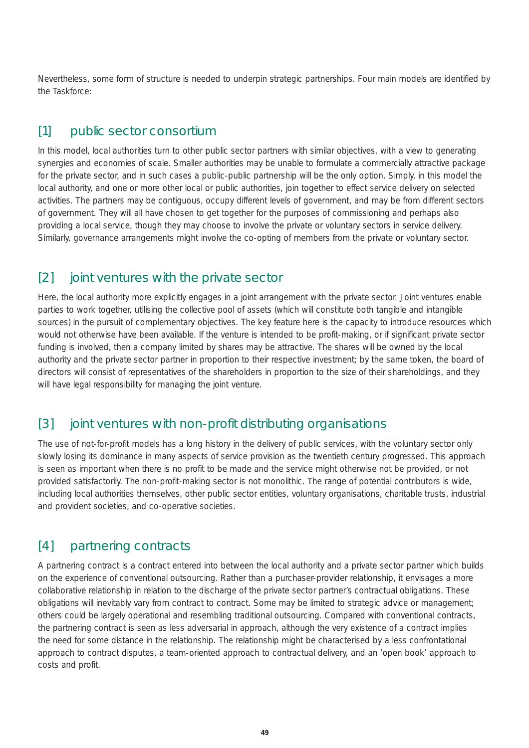Nevertheless, some form of structure is needed to underpin strategic partnerships. Four main models are identified by the Taskforce:

## [1] public sector consortium

In this model, local authorities turn to other public sector partners with similar objectives, with a view to generating synergies and economies of scale. Smaller authorities may be unable to formulate a commercially attractive package for the private sector, and in such cases a public-public partnership will be the only option. Simply, in this model the local authority, and one or more other local or public authorities, join together to effect service delivery on selected activities. The partners may be contiguous, occupy different levels of government, and may be from different sectors of government. They will all have chosen to get together for the purposes of commissioning and perhaps also providing a local service, though they may choose to involve the private or voluntary sectors in service delivery. Similarly, governance arrangements might involve the co-opting of members from the private or voluntary sector.

## [2] joint ventures with the private sector

Here, the local authority more explicitly engages in a joint arrangement with the private sector. Joint ventures enable parties to work together, utilising the collective pool of assets (which will constitute both tangible and intangible sources) in the pursuit of complementary objectives. The key feature here is the capacity to introduce resources which would not otherwise have been available. If the venture is intended to be profit-making, or if significant private sector funding is involved, then a company limited by shares may be attractive. The shares will be owned by the local authority and the private sector partner in proportion to their respective investment; by the same token, the board of directors will consist of representatives of the shareholders in proportion to the size of their shareholdings, and they will have legal responsibility for managing the joint venture.

## [3] joint ventures with non-profit distributing organisations

The use of not-for-profit models has a long history in the delivery of public services, with the voluntary sector only slowly losing its dominance in many aspects of service provision as the twentieth century progressed. This approach is seen as important when there is no profit to be made and the service might otherwise not be provided, or not provided satisfactorily. The non-profit-making sector is not monolithic. The range of potential contributors is wide, including local authorities themselves, other public sector entities, voluntary organisations, charitable trusts, industrial and provident societies, and co-operative societies.

## [4] partnering contracts

A partnering contract is a contract entered into between the local authority and a private sector partner which builds on the experience of conventional outsourcing. Rather than a purchaser-provider relationship, it envisages a more collaborative relationship in relation to the discharge of the private sector partner's contractual obligations. These obligations will inevitably vary from contract to contract. Some may be limited to strategic advice or management; others could be largely operational and resembling traditional outsourcing. Compared with conventional contracts, the partnering contract is seen as less adversarial in approach, although the very existence of a contract implies the need for some distance in the relationship. The relationship might be characterised by a less confrontational approach to contract disputes, a team-oriented approach to contractual delivery, and an 'open book' approach to costs and profit.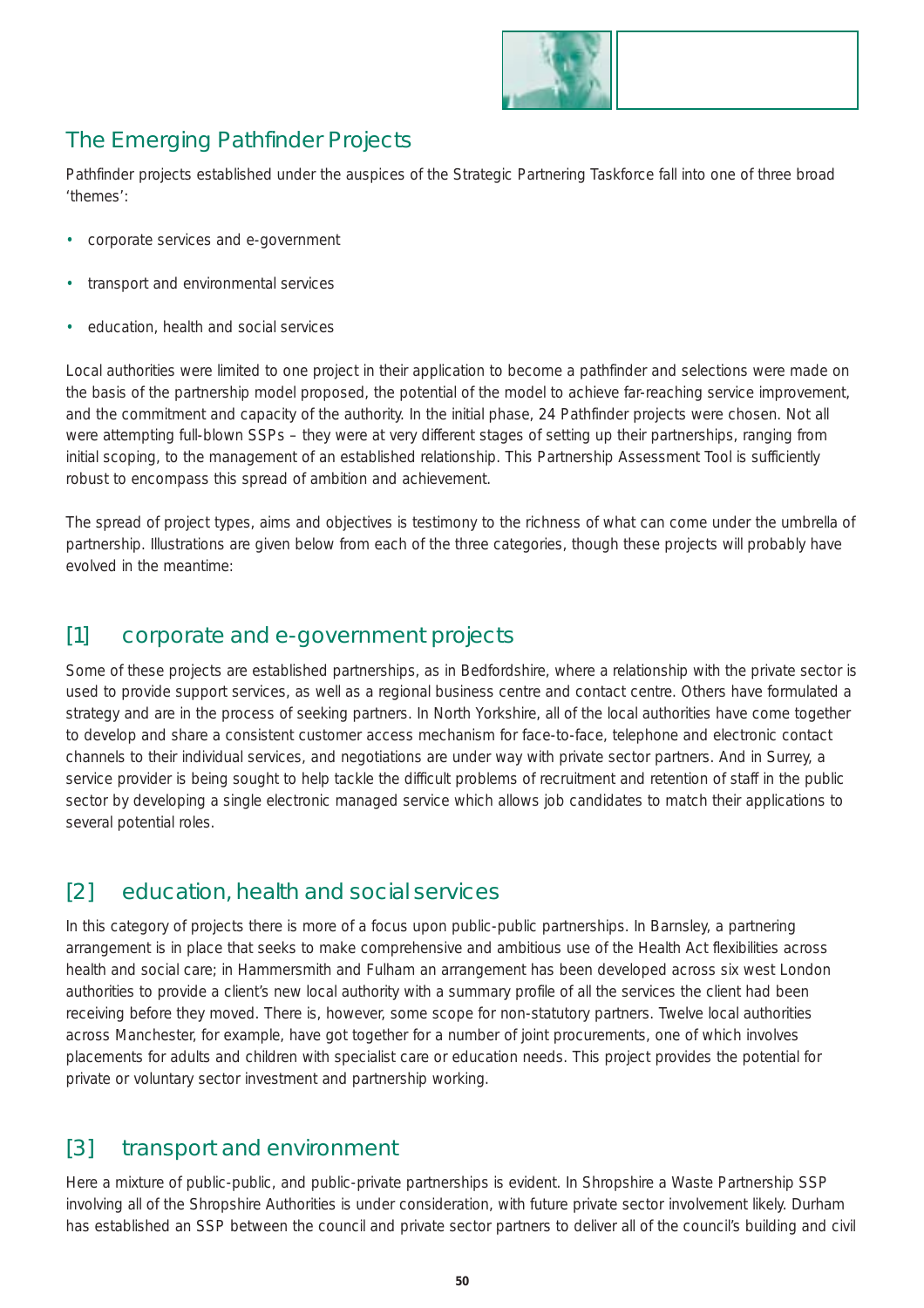## The Emerging Pathfinder Projects

Pathfinder projects established under the auspices of the Strategic Partnering Taskforce fall into one of three broad 'themes':

- corporate services and e-government
- transport and environmental services
- education, health and social services

Local authorities were limited to one project in their application to become a pathfinder and selections were made on the basis of the partnership model proposed, the potential of the model to achieve far-reaching service improvement, and the commitment and capacity of the authority. In the initial phase, 24 Pathfinder projects were chosen. Not all were attempting full-blown SSPs – they were at very different stages of setting up their partnerships, ranging from initial scoping, to the management of an established relationship. This Partnership Assessment Tool is sufficiently robust to encompass this spread of ambition and achievement.

The spread of project types, aims and objectives is testimony to the richness of what can come under the umbrella of partnership. Illustrations are given below from each of the three categories, though these projects will probably have evolved in the meantime:

### [1] corporate and e-government projects

Some of these projects are established partnerships, as in Bedfordshire, where a relationship with the private sector is used to provide support services, as well as a regional business centre and contact centre. Others have formulated a strategy and are in the process of seeking partners. In North Yorkshire, all of the local authorities have come together to develop and share a consistent customer access mechanism for face-to-face, telephone and electronic contact channels to their individual services, and negotiations are under way with private sector partners. And in Surrey, a service provider is being sought to help tackle the difficult problems of recruitment and retention of staff in the public sector by developing a single electronic managed service which allows job candidates to match their applications to several potential roles.

### [2] education, health and social services

In this category of projects there is more of a focus upon public-public partnerships. In Barnsley, a partnering arrangement is in place that seeks to make comprehensive and ambitious use of the Health Act flexibilities across health and social care; in Hammersmith and Fulham an arrangement has been developed across six west London authorities to provide a client's new local authority with a summary profile of all the services the client had been receiving before they moved. There is, however, some scope for non-statutory partners. Twelve local authorities across Manchester, for example, have got together for a number of joint procurements, one of which involves placements for adults and children with specialist care or education needs. This project provides the potential for private or voluntary sector investment and partnership working.

### [3] transport and environment

Here a mixture of public-public, and public-private partnerships is evident. In Shropshire a Waste Partnership SSP involving all of the Shropshire Authorities is under consideration, with future private sector involvement likely. Durham has established an SSP between the council and private sector partners to deliver all of the council's building and civil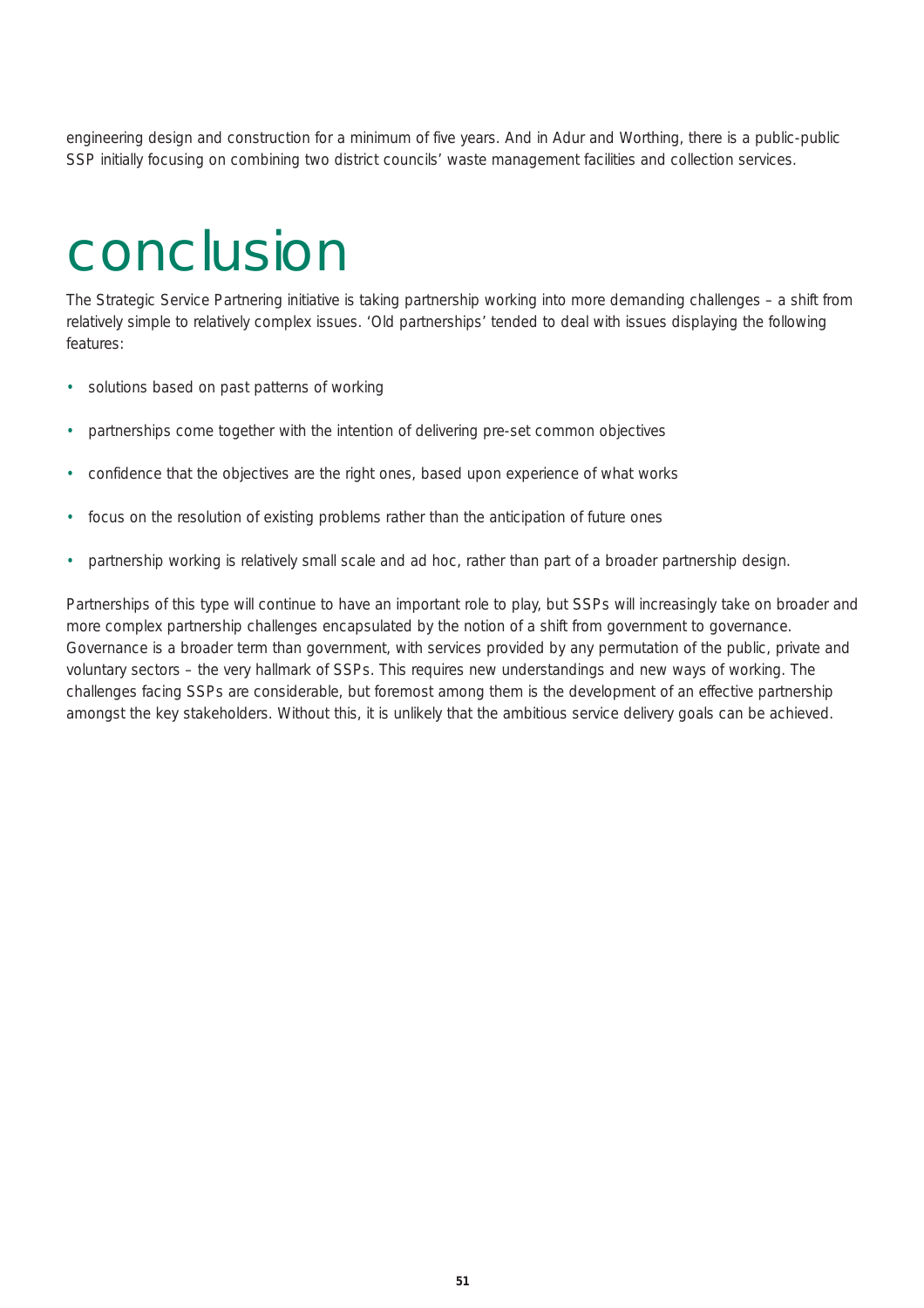engineering design and construction for a minimum of five years. And in Adur and Worthing, there is a public-public SSP initially focusing on combining two district councils' waste management facilities and collection services.

# conclusion

The Strategic Service Partnering initiative is taking partnership working into more demanding challenges – a shift from relatively simple to relatively complex issues. 'Old partnerships' tended to deal with issues displaying the following features:

- solutions based on past patterns of working
- partnerships come together with the intention of delivering pre-set common objectives
- confidence that the objectives are the right ones, based upon experience of what works
- focus on the resolution of existing problems rather than the anticipation of future ones
- partnership working is relatively small scale and ad hoc, rather than part of a broader partnership design.

Partnerships of this type will continue to have an important role to play, but SSPs will increasingly take on broader and more complex partnership challenges encapsulated by the notion of a shift from government to governance. Governance is a broader term than government, with services provided by any permutation of the public, private and voluntary sectors – the very hallmark of SSPs. This requires new understandings and new ways of working. The challenges facing SSPs are considerable, but foremost among them is the development of an effective partnership amongst the key stakeholders. Without this, it is unlikely that the ambitious service delivery goals can be achieved.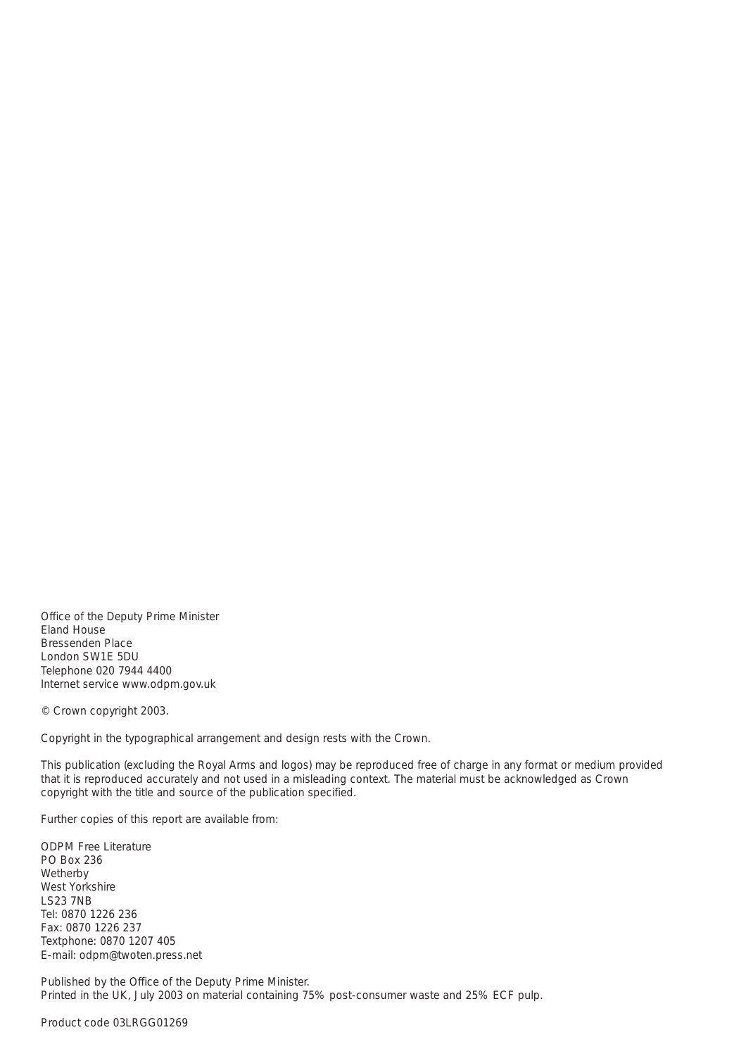Office of the Deputy Prime Minister
Eland House
Bressenden Place
London SW1E 5DU
Telephone 020 7944 4400
Internet service www.odpm.gov.uk

© Crown copyright 2003.

Copyright in the typographical arrangement and design rests with the Crown.

This publication (excluding the Royal Arms and logos) may be reproduced free of charge in any format or medium provided that it is reproduced accurately and not used in a misleading context. The material must be acknowledged as Crown copyright with the title and source of the publication specified.

Further copies of this report are available from:

ODPM Free Literature
PO Box 236
Wetherby
West Yorkshire
LS23 7NB
Tel: 0870 1226 236
Fax: 0870 1226 237
Textphone: 0870 1207 405
E-mail: odpm@twoten.press.net

Published by the Office of the Deputy Prime Minister.
Printed in the UK, July 2003 on material containing 75% post-consumer waste and 25% ECF pulp.

Product code 03LRGG01269